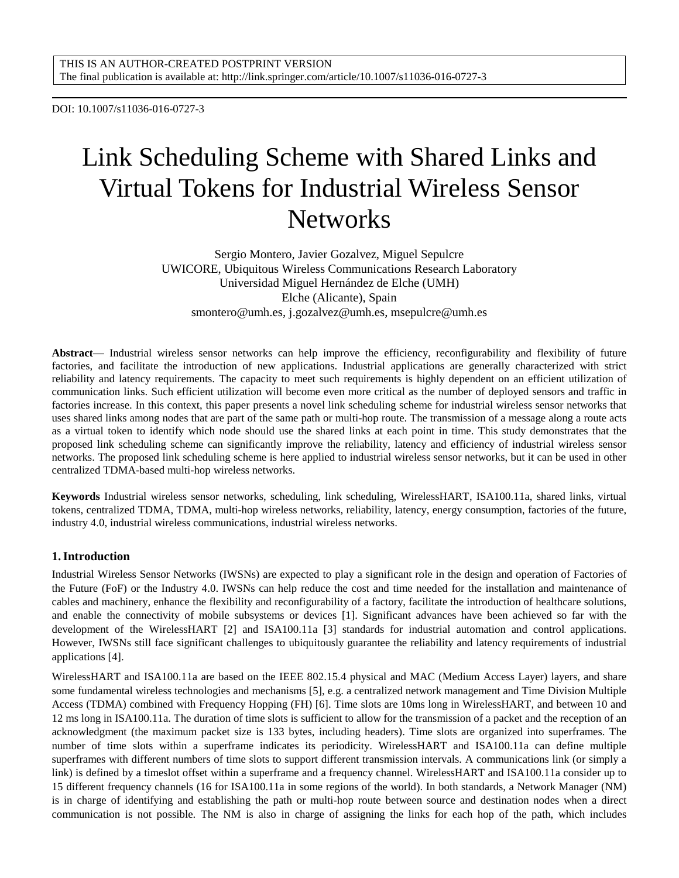THIS IS AN AUTHOR-CREATED POSTPRINT VERSION
The final publication is available at: http://link.springer.com/article/10.1007/s11036-016-0727-3

DOI: 10.1007/s11036-016-0727-3

# Link Scheduling Scheme with Shared Links and Virtual Tokens for Industrial Wireless Sensor Networks

Sergio Montero, Javier Gozalvez, Miguel Sepulcre
UWICORE, Ubiquitous Wireless Communications Research Laboratory
Universidad Miguel Hernández de Elche (UMH)
Elche (Alicante), Spain
smontero@umh.es, j.gozalvez@umh.es, msepulcre@umh.es

**Abstract**— Industrial wireless sensor networks can help improve the efficiency, reconfigurability and flexibility of future factories, and facilitate the introduction of new applications. Industrial applications are generally characterized with strict reliability and latency requirements. The capacity to meet such requirements is highly dependent on an efficient utilization of communication links. Such efficient utilization will become even more critical as the number of deployed sensors and traffic in factories increase. In this context, this paper presents a novel link scheduling scheme for industrial wireless sensor networks that uses shared links among nodes that are part of the same path or multi-hop route. The transmission of a message along a route acts as a virtual token to identify which node should use the shared links at each point in time. This study demonstrates that the proposed link scheduling scheme can significantly improve the reliability, latency and efficiency of industrial wireless sensor networks. The proposed link scheduling scheme is here applied to industrial wireless sensor networks, but it can be used in other centralized TDMA-based multi-hop wireless networks.

**Keywords** Industrial wireless sensor networks, scheduling, link scheduling, WirelessHART, ISA100.11a, shared links, virtual tokens, centralized TDMA, TDMA, multi-hop wireless networks, reliability, latency, energy consumption, factories of the future, industry 4.0, industrial wireless communications, industrial wireless networks.

## 1. Introduction

Industrial Wireless Sensor Networks (IWSNs) are expected to play a significant role in the design and operation of Factories of the Future (FoF) or the Industry 4.0. IWSNs can help reduce the cost and time needed for the installation and maintenance of cables and machinery, enhance the flexibility and reconfigurability of a factory, facilitate the introduction of healthcare solutions, and enable the connectivity of mobile subsystems or devices [1]. Significant advances have been achieved so far with the development of the WirelessHART [2] and ISA100.11a [3] standards for industrial automation and control applications. However, IWSNs still face significant challenges to ubiquitously guarantee the reliability and latency requirements of industrial applications [4].

WirelessHART and ISA100.11a are based on the IEEE 802.15.4 physical and MAC (Medium Access Layer) layers, and share some fundamental wireless technologies and mechanisms [5], e.g. a centralized network management and Time Division Multiple Access (TDMA) combined with Frequency Hopping (FH) [6]. Time slots are 10ms long in WirelessHART, and between 10 and 12 ms long in ISA100.11a. The duration of time slots is sufficient to allow for the transmission of a packet and the reception of an acknowledgment (the maximum packet size is 133 bytes, including headers). Time slots are organized into superframes. The number of time slots within a superframe indicates its periodicity. WirelessHART and ISA100.11a can define multiple superframes with different numbers of time slots to support different transmission intervals. A communications link (or simply a link) is defined by a timeslot offset within a superframe and a frequency channel. WirelessHART and ISA100.11a consider up to 15 different frequency channels (16 for ISA100.11a in some regions of the world). In both standards, a Network Manager (NM) is in charge of identifying and establishing the path or multi-hop route between source and destination nodes when a direct communication is not possible. The NM is also in charge of assigning the links for each hop of the path, which includes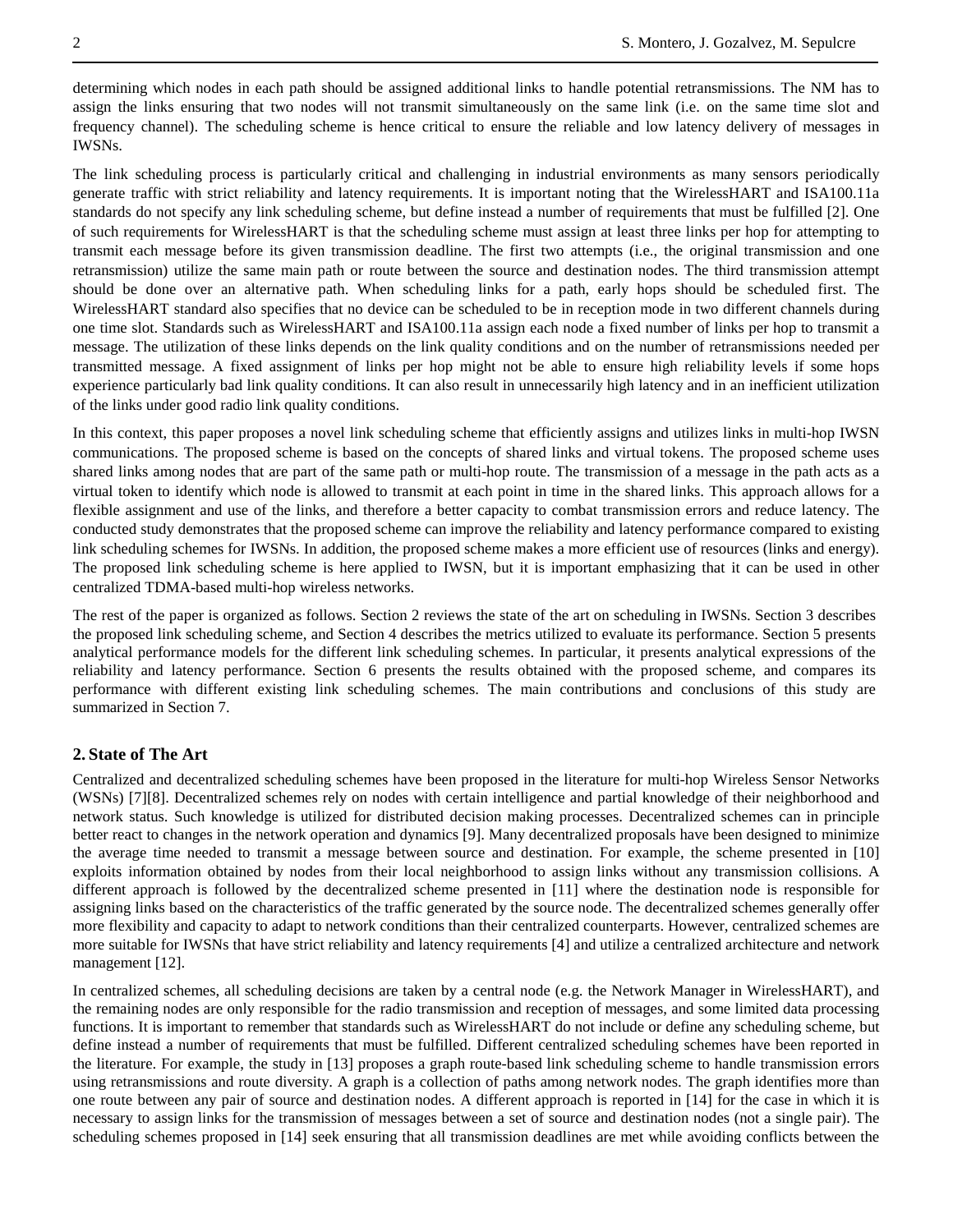determining which nodes in each path should be assigned additional links to handle potential retransmissions. The NM has to assign the links ensuring that two nodes will not transmit simultaneously on the same link (i.e. on the same time slot and frequency channel). The scheduling scheme is hence critical to ensure the reliable and low latency delivery of messages in IWSNs.

The link scheduling process is particularly critical and challenging in industrial environments as many sensors periodically generate traffic with strict reliability and latency requirements. It is important noting that the WirelessHART and ISA100.11a standards do not specify any link scheduling scheme, but define instead a number of requirements that must be fulfilled [2]. One of such requirements for WirelessHART is that the scheduling scheme must assign at least three links per hop for attempting to transmit each message before its given transmission deadline. The first two attempts (i.e., the original transmission and one retransmission) utilize the same main path or route between the source and destination nodes. The third transmission attempt should be done over an alternative path. When scheduling links for a path, early hops should be scheduled first. The WirelessHART standard also specifies that no device can be scheduled to be in reception mode in two different channels during one time slot. Standards such as WirelessHART and ISA100.11a assign each node a fixed number of links per hop to transmit a message. The utilization of these links depends on the link quality conditions and on the number of retransmissions needed per transmitted message. A fixed assignment of links per hop might not be able to ensure high reliability levels if some hops experience particularly bad link quality conditions. It can also result in unnecessarily high latency and in an inefficient utilization of the links under good radio link quality conditions.

In this context, this paper proposes a novel link scheduling scheme that efficiently assigns and utilizes links in multi-hop IWSN communications. The proposed scheme is based on the concepts of shared links and virtual tokens. The proposed scheme uses shared links among nodes that are part of the same path or multi-hop route. The transmission of a message in the path acts as a virtual token to identify which node is allowed to transmit at each point in time in the shared links. This approach allows for a flexible assignment and use of the links, and therefore a better capacity to combat transmission errors and reduce latency. The conducted study demonstrates that the proposed scheme can improve the reliability and latency performance compared to existing link scheduling schemes for IWSNs. In addition, the proposed scheme makes a more efficient use of resources (links and energy). The proposed link scheduling scheme is here applied to IWSN, but it is important emphasizing that it can be used in other centralized TDMA-based multi-hop wireless networks.

The rest of the paper is organized as follows. Section 2 reviews the state of the art on scheduling in IWSNs. Section 3 describes the proposed link scheduling scheme, and Section 4 describes the metrics utilized to evaluate its performance. Section 5 presents analytical performance models for the different link scheduling schemes. In particular, it presents analytical expressions of the reliability and latency performance. Section 6 presents the results obtained with the proposed scheme, and compares its performance with different existing link scheduling schemes. The main contributions and conclusions of this study are summarized in Section 7.

## 2. State of The Art

Centralized and decentralized scheduling schemes have been proposed in the literature for multi-hop Wireless Sensor Networks (WSNs) [7][8]. Decentralized schemes rely on nodes with certain intelligence and partial knowledge of their neighborhood and network status. Such knowledge is utilized for distributed decision making processes. Decentralized schemes can in principle better react to changes in the network operation and dynamics [9]. Many decentralized proposals have been designed to minimize the average time needed to transmit a message between source and destination. For example, the scheme presented in [10] exploits information obtained by nodes from their local neighborhood to assign links without any transmission collisions. A different approach is followed by the decentralized scheme presented in [11] where the destination node is responsible for assigning links based on the characteristics of the traffic generated by the source node. The decentralized schemes generally offer more flexibility and capacity to adapt to network conditions than their centralized counterparts. However, centralized schemes are more suitable for IWSNs that have strict reliability and latency requirements [4] and utilize a centralized architecture and network management [12].

In centralized schemes, all scheduling decisions are taken by a central node (e.g. the Network Manager in WirelessHART), and the remaining nodes are only responsible for the radio transmission and reception of messages, and some limited data processing functions. It is important to remember that standards such as WirelessHART do not include or define any scheduling scheme, but define instead a number of requirements that must be fulfilled. Different centralized scheduling schemes have been reported in the literature. For example, the study in [13] proposes a graph route-based link scheduling scheme to handle transmission errors using retransmissions and route diversity. A graph is a collection of paths among network nodes. The graph identifies more than one route between any pair of source and destination nodes. A different approach is reported in [14] for the case in which it is necessary to assign links for the transmission of messages between a set of source and destination nodes (not a single pair). The scheduling schemes proposed in [14] seek ensuring that all transmission deadlines are met while avoiding conflicts between the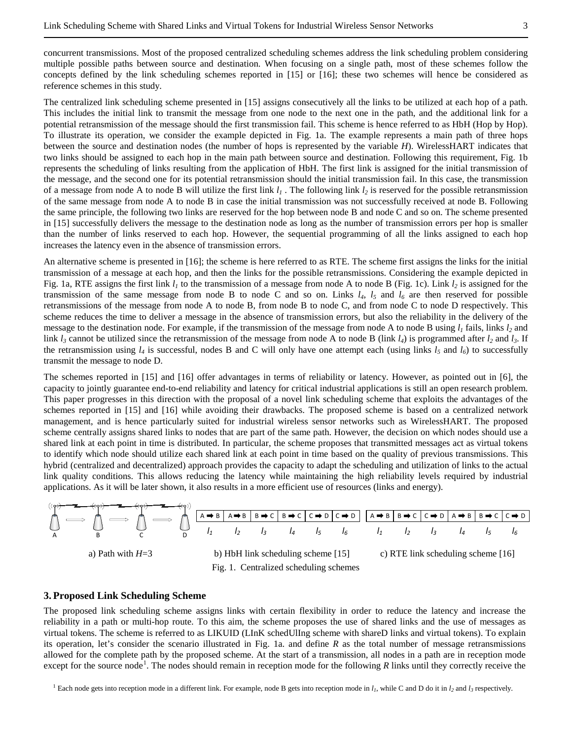concurrent transmissions. Most of the proposed centralized scheduling schemes address the link scheduling problem considering multiple possible paths between source and destination. When focusing on a single path, most of these schemes follow the concepts defined by the link scheduling schemes reported in [15] or [16]; these two schemes will hence be considered as reference schemes in this study.

The centralized link scheduling scheme presented in [15] assigns consecutively all the links to be utilized at each hop of a path. This includes the initial link to transmit the message from one node to the next one in the path, and the additional link for a potential retransmission of the message should the first transmission fail. This scheme is hence referred to as HbH (Hop by Hop). To illustrate its operation, we consider the example depicted in Fig. 1a. The example represents a main path of three hops between the source and destination nodes (the number of hops is represented by the variable $H$). WirelessHART indicates that two links should be assigned to each hop in the main path between source and destination. Following this requirement, Fig. 1b represents the scheduling of links resulting from the application of HbH. The first link is assigned for the initial transmission of the message, and the second one for its potential retransmission should the initial transmission fail. In this case, the transmission of a message from node A to node B will utilize the first link $l_1$ . The following link $l_2$ is reserved for the possible retransmission of the same message from node A to node B in case the initial transmission was not successfully received at node B. Following the same principle, the following two links are reserved for the hop between node B and node C and so on. The scheme presented in [15] successfully delivers the message to the destination node as long as the number of transmission errors per hop is smaller than the number of links reserved to each hop. However, the sequential programming of all the links assigned to each hop increases the latency even in the absence of transmission errors.

An alternative scheme is presented in [16]; the scheme is here referred to as RTE. The scheme first assigns the links for the initial transmission of a message at each hop, and then the links for the possible retransmissions. Considering the example depicted in Fig. 1a, RTE assigns the first link $l_1$ to the transmission of a message from node A to node B (Fig. 1c). Link $l_2$ is assigned for the transmission of the same message from node B to node C and so on. Links $l_4$, $l_5$ and $l_6$ are then reserved for possible retransmissions of the message from node A to node B, from node B to node C, and from node C to node D respectively. This scheme reduces the time to deliver a message in the absence of transmission errors, but also the reliability in the delivery of the message to the destination node. For example, if the transmission of the message from node A to node B using $l_1$ fails, links $l_2$ and link $l_3$ cannot be utilized since the retransmission of the message from node A to node B (link $l_4$) is programmed after $l_2$ and $l_3$. If the retransmission using $l_4$ is successful, nodes B and C will only have one attempt each (using links $l_5$ and $l_6$) to successfully transmit the message to node D.

The schemes reported in [15] and [16] offer advantages in terms of reliability or latency. However, as pointed out in [6], the capacity to jointly guarantee end-to-end reliability and latency for critical industrial applications is still an open research problem. This paper progresses in this direction with the proposal of a novel link scheduling scheme that exploits the advantages of the schemes reported in [15] and [16] while avoiding their drawbacks. The proposed scheme is based on a centralized network management, and is hence particularly suited for industrial wireless sensor networks such as WirelessHART. The proposed scheme centrally assigns shared links to nodes that are part of the same path. However, the decision on which nodes should use a shared link at each point in time is distributed. In particular, the scheme proposes that transmitted messages act as virtual tokens to identify which node should utilize each shared link at each point in time based on the quality of previous transmissions. This hybrid (centralized and decentralized) approach provides the capacity to adapt the scheduling and utilization of links to the actual link quality conditions. This allows reducing the latency while maintaining the high reliability levels required by industrial applications. As it will be later shown, it also results in a more efficient use of resources (links and energy).

a) Path with $H$=3

b) HbH link scheduling scheme [15]

| A ➡ B | A ➡ B | B ➡ C | B ➡ C | C ➡ D | C ➡ D |
|---|---|---|---|---|---|
| $l_1$ | $l_2$ | $l_3$ | $l_4$ | $l_5$ | $l_6$ |

c) RTE link scheduling scheme [16]

| A ➡ B | B ➡ C | C ➡ D | A ➡ B | B ➡ C | C ➡ D |
|---|---|---|---|---|---|
| $l_1$ | $l_2$ | $l_3$ | $l_4$ | $l_5$ | $l_6$ |

Fig. 1. Centralized scheduling schemes

## 3. Proposed Link Scheduling Scheme

The proposed link scheduling scheme assigns links with certain flexibility in order to reduce the latency and increase the reliability in a path or multi-hop route. To this aim, the scheme proposes the use of shared links and the use of messages as virtual tokens. The scheme is referred to as LIKUID (LInK schedUlIng scheme with shareD links and virtual tokens). To explain its operation, let's consider the scenario illustrated in Fig. 1a. and define $R$ as the total number of message retransmissions allowed for the complete path by the proposed scheme. At the start of a transmission, all nodes in a path are in reception mode except for the source node[1]. The nodes should remain in reception mode for the following $R$ links until they correctly receive the

[1] Each node gets into reception mode in a different link. For example, node B gets into reception mode in $l_1$, while C and D do it in $l_2$ and $l_3$ respectively.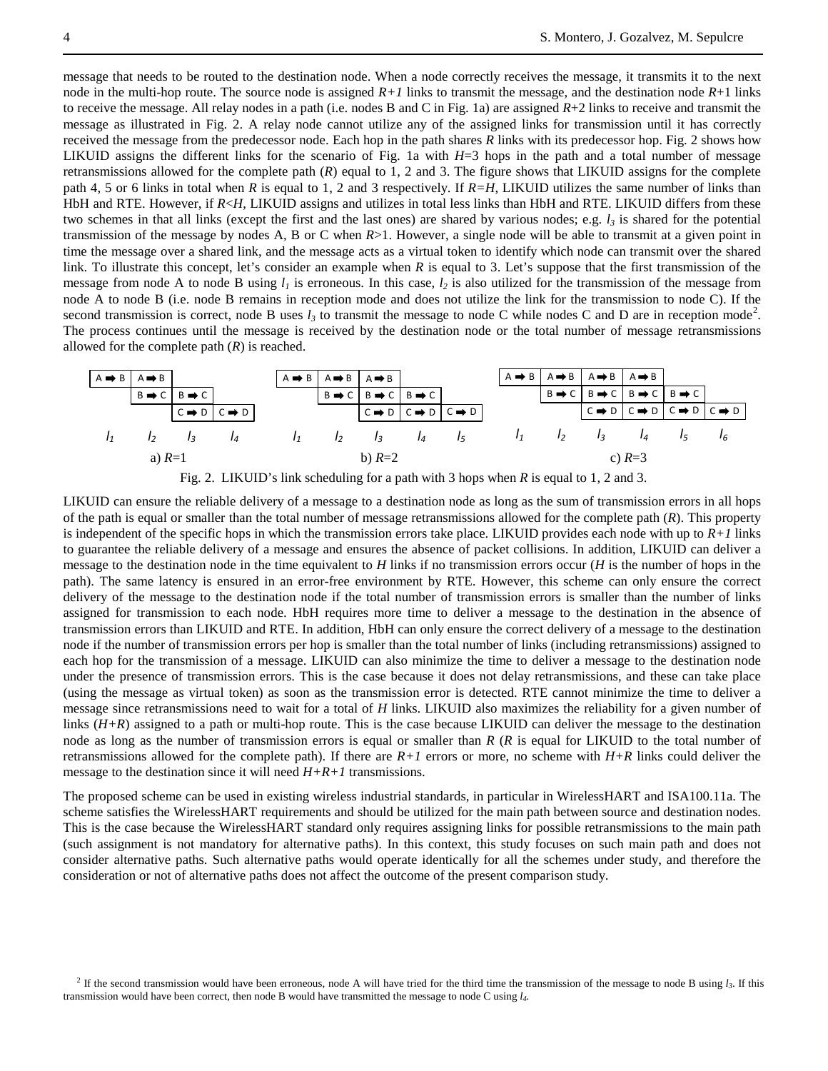message that needs to be routed to the destination node. When a node correctly receives the message, it transmits it to the next node in the multi-hop route. The source node is assigned $R+1$ links to transmit the message, and the destination node $R$+1 links to receive the message. All relay nodes in a path (i.e. nodes B and C in Fig. 1a) are assigned $R$+2 links to receive and transmit the message as illustrated in Fig. 2. A relay node cannot utilize any of the assigned links for transmission until it has correctly received the message from the predecessor node. Each hop in the path shares $R$ links with its predecessor hop. Fig. 2 shows how LIKUID assigns the different links for the scenario of Fig. 1a with $H$=3 hops in the path and a total number of message retransmissions allowed for the complete path ($R$) equal to 1, 2 and 3. The figure shows that LIKUID assigns for the complete path 4, 5 or 6 links in total when $R$ is equal to 1, 2 and 3 respectively. If $R=H$, LIKUID utilizes the same number of links than HbH and RTE. However, if $R<H$, LIKUID assigns and utilizes in total less links than HbH and RTE. LIKUID differs from these two schemes in that all links (except the first and the last ones) are shared by various nodes; e.g. $l_3$ is shared for the potential transmission of the message by nodes A, B or C when $R$>1. However, a single node will be able to transmit at a given point in time the message over a shared link, and the message acts as a virtual token to identify which node can transmit over the shared link. To illustrate this concept, let's consider an example when $R$ is equal to 3. Let's suppose that the first transmission of the message from node A to node B using $l_1$ is erroneous. In this case, $l_2$ is also utilized for the transmission of the message from node A to node B (i.e. node B remains in reception mode and does not utilize the link for the transmission to node C). If the second transmission is correct, node B uses $l_3$ to transmit the message to node C while nodes C and D are in reception mode[2]. The process continues until the message is received by the destination node or the total number of message retransmissions allowed for the complete path ($R$) is reached.

a) $R$=1: A ➡ B, A ➡ B / B ➡ C, B ➡ C / C ➡ D, C ➡ D — $l_1$ $l_2$ $l_3$ $l_4$

b) $R$=2: A ➡ B, A ➡ B, A ➡ B / B ➡ C, B ➡ C, B ➡ C / C ➡ D, C ➡ D, C ➡ D — $l_1$ $l_2$ $l_3$ $l_4$ $l_5$

c) $R$=3: A ➡ B, A ➡ B, A ➡ B, A ➡ B / B ➡ C, B ➡ C, B ➡ C, B ➡ C / C ➡ D, C ➡ D, C ➡ D, C ➡ D — $l_1$ $l_2$ $l_3$ $l_4$ $l_5$ $l_6$

Fig. 2. LIKUID's link scheduling for a path with 3 hops when $R$ is equal to 1, 2 and 3.

LIKUID can ensure the reliable delivery of a message to a destination node as long as the sum of transmission errors in all hops of the path is equal or smaller than the total number of message retransmissions allowed for the complete path ($R$). This property is independent of the specific hops in which the transmission errors take place. LIKUID provides each node with up to $R+1$ links to guarantee the reliable delivery of a message and ensures the absence of packet collisions. In addition, LIKUID can deliver a message to the destination node in the time equivalent to $H$ links if no transmission errors occur ($H$ is the number of hops in the path). The same latency is ensured in an error-free environment by RTE. However, this scheme can only ensure the correct delivery of the message to the destination node if the total number of transmission errors is smaller than the number of links assigned for transmission to each node. HbH requires more time to deliver a message to the destination in the absence of transmission errors than LIKUID and RTE. In addition, HbH can only ensure the correct delivery of a message to the destination node if the number of transmission errors per hop is smaller than the total number of links (including retransmissions) assigned to each hop for the transmission of a message. LIKUID can also minimize the time to deliver a message to the destination node under the presence of transmission errors. This is the case because it does not delay retransmissions, and these can take place (using the message as virtual token) as soon as the transmission error is detected. RTE cannot minimize the time to deliver a message since retransmissions need to wait for a total of $H$ links. LIKUID also maximizes the reliability for a given number of links ($H+R$) assigned to a path or multi-hop route. This is the case because LIKUID can deliver the message to the destination node as long as the number of transmission errors is equal or smaller than $R$ ($R$ is equal for LIKUID to the total number of retransmissions allowed for the complete path). If there are $R+1$ errors or more, no scheme with $H+R$ links could deliver the message to the destination since it will need $H+R+1$ transmissions.

The proposed scheme can be used in existing wireless industrial standards, in particular in WirelessHART and ISA100.11a. The scheme satisfies the WirelessHART requirements and should be utilized for the main path between source and destination nodes. This is the case because the WirelessHART standard only requires assigning links for possible retransmissions to the main path (such assignment is not mandatory for alternative paths). In this context, this study focuses on such main path and does not consider alternative paths. Such alternative paths would operate identically for all the schemes under study, and therefore the consideration or not of alternative paths does not affect the outcome of the present comparison study.

[2] If the second transmission would have been erroneous, node A will have tried for the third time the transmission of the message to node B using $l_3$. If this transmission would have been correct, then node B would have transmitted the message to node C using $l_4$.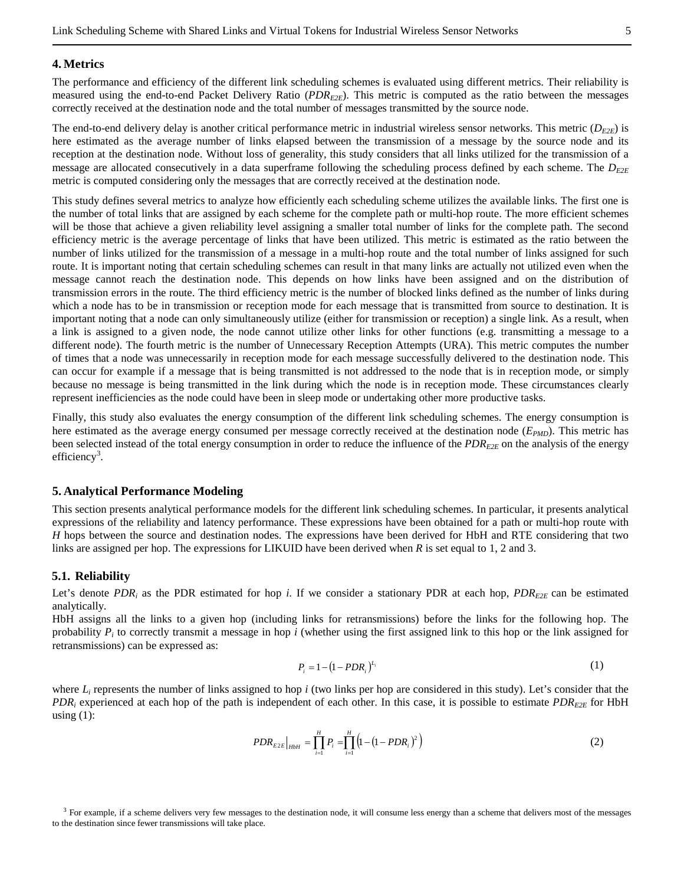## 4. Metrics

The performance and efficiency of the different link scheduling schemes is evaluated using different metrics. Their reliability is measured using the end-to-end Packet Delivery Ratio ($PDR_{E2E}$). This metric is computed as the ratio between the messages correctly received at the destination node and the total number of messages transmitted by the source node.

The end-to-end delivery delay is another critical performance metric in industrial wireless sensor networks. This metric ($D_{E2E}$) is here estimated as the average number of links elapsed between the transmission of a message by the source node and its reception at the destination node. Without loss of generality, this study considers that all links utilized for the transmission of a message are allocated consecutively in a data superframe following the scheduling process defined by each scheme. The $D_{E2E}$ metric is computed considering only the messages that are correctly received at the destination node.

This study defines several metrics to analyze how efficiently each scheduling scheme utilizes the available links. The first one is the number of total links that are assigned by each scheme for the complete path or multi-hop route. The more efficient schemes will be those that achieve a given reliability level assigning a smaller total number of links for the complete path. The second efficiency metric is the average percentage of links that have been utilized. This metric is estimated as the ratio between the number of links utilized for the transmission of a message in a multi-hop route and the total number of links assigned for such route. It is important noting that certain scheduling schemes can result in that many links are actually not utilized even when the message cannot reach the destination node. This depends on how links have been assigned and on the distribution of transmission errors in the route. The third efficiency metric is the number of blocked links defined as the number of links during which a node has to be in transmission or reception mode for each message that is transmitted from source to destination. It is important noting that a node can only simultaneously utilize (either for transmission or reception) a single link. As a result, when a link is assigned to a given node, the node cannot utilize other links for other functions (e.g. transmitting a message to a different node). The fourth metric is the number of Unnecessary Reception Attempts (URA). This metric computes the number of times that a node was unnecessarily in reception mode for each message successfully delivered to the destination node. This can occur for example if a message that is being transmitted is not addressed to the node that is in reception mode, or simply because no message is being transmitted in the link during which the node is in reception mode. These circumstances clearly represent inefficiencies as the node could have been in sleep mode or undertaking other more productive tasks.

Finally, this study also evaluates the energy consumption of the different link scheduling schemes. The energy consumption is here estimated as the average energy consumed per message correctly received at the destination node ($E_{PMD}$). This metric has been selected instead of the total energy consumption in order to reduce the influence of the $PDR_{E2E}$ on the analysis of the energy efficiency[3].

## 5. Analytical Performance Modeling

This section presents analytical performance models for the different link scheduling schemes. In particular, it presents analytical expressions of the reliability and latency performance. These expressions have been obtained for a path or multi-hop route with *H* hops between the source and destination nodes. The expressions have been derived for HbH and RTE considering that two links are assigned per hop. The expressions for LIKUID have been derived when *R* is set equal to 1, 2 and 3.

### 5.1. Reliability

Let's denote $PDR_i$ as the PDR estimated for hop *i*. If we consider a stationary PDR at each hop, $PDR_{E2E}$ can be estimated analytically.

HbH assigns all the links to a given hop (including links for retransmissions) before the links for the following hop. The probability $P_i$ to correctly transmit a message in hop *i* (whether using the first assigned link to this hop or the link assigned for retransmissions) can be expressed as:

$$P_i = 1 - (1 - PDR_i)^{L_i} \tag{1}$$

where $L_i$ represents the number of links assigned to hop *i* (two links per hop are considered in this study). Let's consider that the $PDR_i$ experienced at each hop of the path is independent of each other. In this case, it is possible to estimate $PDR_{E2E}$ for HbH using (1):

$$PDR_{E2E}\big|_{HbH} = \prod_{i=1}^{H} P_i = \prod_{i=1}^{H} \left(1 - (1 - PDR_i)^2\right) \tag{2}$$

[3] For example, if a scheme delivers very few messages to the destination node, it will consume less energy than a scheme that delivers most of the messages to the destination since fewer transmissions will take place.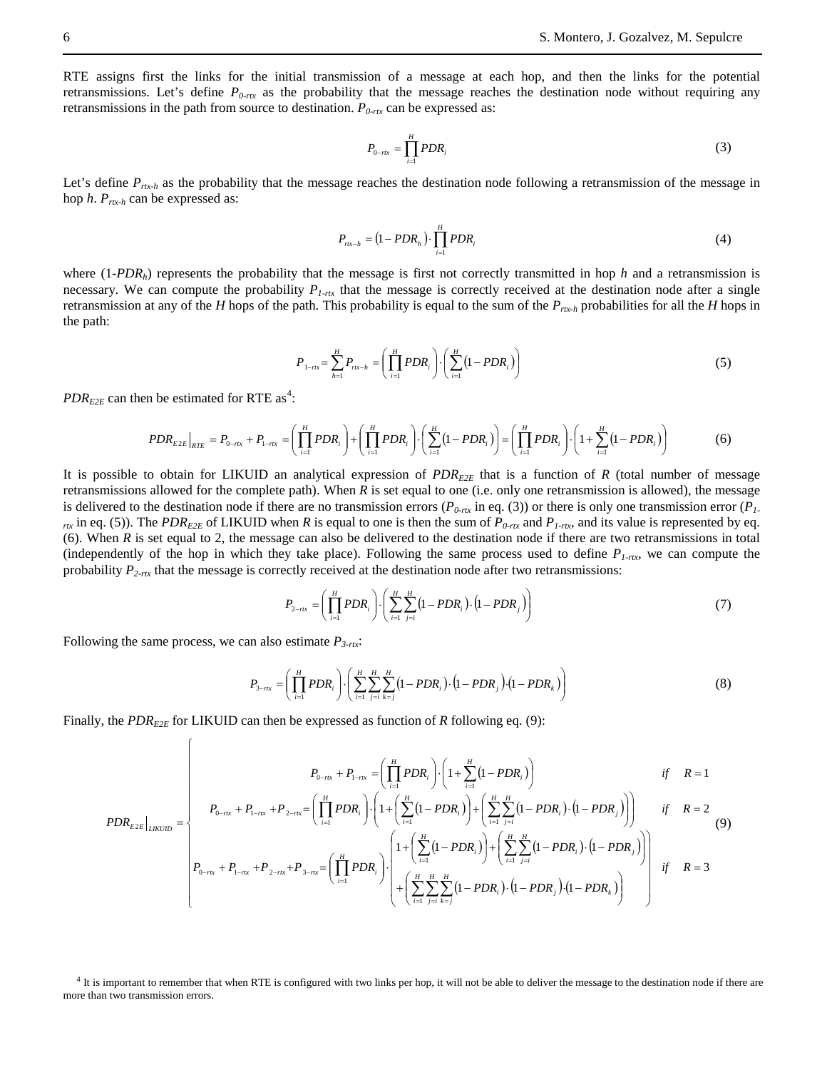RTE assigns first the links for the initial transmission of a message at each hop, and then the links for the potential retransmissions. Let's define $P_{0-rtx}$ as the probability that the message reaches the destination node without requiring any retransmissions in the path from source to destination. $P_{0-rtx}$ can be expressed as:

$$P_{0-rtx} = \prod_{i=1}^{H} PDR_i \tag{3}$$

Let's define $P_{rtx-h}$ as the probability that the message reaches the destination node following a retransmission of the message in hop $h$. $P_{rtx-h}$ can be expressed as:

$$P_{rtx-h} = \left(1 - PDR_h\right) \cdot \prod_{i=1}^{H} PDR_i \tag{4}$$

where ($1$-$PDR_h$) represents the probability that the message is first not correctly transmitted in hop $h$ and a retransmission is necessary. We can compute the probability $P_{1-rtx}$ that the message is correctly received at the destination node after a single retransmission at any of the $H$ hops of the path. This probability is equal to the sum of the $P_{rtx-h}$ probabilities for all the $H$ hops in the path:

$$P_{1-rtx} = \sum_{h=1}^{H} P_{rtx-h} = \left(\prod_{i=1}^{H} PDR_i\right) \cdot \left(\sum_{i=1}^{H} \left(1 - PDR_i\right)\right) \tag{5}$$

$PDR_{E2E}$ can then be estimated for RTE as[4]:

$$PDR_{E2E}\Big|_{RTE} = P_{0-rtx} + P_{1-rtx} = \left(\prod_{i=1}^{H} PDR_i\right) + \left(\prod_{i=1}^{H} PDR_i\right) \cdot \left(\sum_{i=1}^{H} \left(1 - PDR_i\right)\right) = \left(\prod_{i=1}^{H} PDR_i\right) \cdot \left(1 + \sum_{i=1}^{H} \left(1 - PDR_i\right)\right) \tag{6}$$

It is possible to obtain for LIKUID an analytical expression of $PDR_{E2E}$ that is a function of $R$ (total number of message retransmissions allowed for the complete path). When $R$ is set equal to one (i.e. only one retransmission is allowed), the message is delivered to the destination node if there are no transmission errors ($P_{0-rtx}$ in eq. (3)) or there is only one transmission error ($P_{1-rtx}$ in eq. (5)). The $PDR_{E2E}$ of LIKUID when $R$ is equal to one is then the sum of $P_{0-rtx}$ and $P_{1-rtx}$, and its value is represented by eq. (6). When $R$ is set equal to 2, the message can also be delivered to the destination node if there are two retransmissions in total (independently of the hop in which they take place). Following the same process used to define $P_{1-rtx}$, we can compute the probability $P_{2-rtx}$ that the message is correctly received at the destination node after two retransmissions:

$$P_{2-rtx} = \left(\prod_{i=1}^{H} PDR_i\right) \cdot \left(\sum_{i=1}^{H} \sum_{j=i}^{H} \left(1 - PDR_i\right) \cdot \left(1 - PDR_j\right)\right) \tag{7}$$

Following the same process, we can also estimate $P_{3-rtx}$:

$$P_{3-rtx} = \left(\prod_{i=1}^{H} PDR_i\right) \cdot \left(\sum_{i=1}^{H} \sum_{j=i}^{H} \sum_{k=j}^{H} \left(1 - PDR_i\right) \cdot \left(1 - PDR_j\right) \cdot \left(1 - PDR_k\right)\right) \tag{8}$$

Finally, the $PDR_{E2E}$ for LIKUID can then be expressed as function of $R$ following eq. (9):

$$PDR_{E2E}\Big|_{LIKUID} = \begin{cases} P_{0-rtx} + P_{1-rtx} = \left(\prod_{i=1}^{H} PDR_i\right) \cdot \left(1 + \sum_{i=1}^{H} \left(1 - PDR_i\right)\right) & if \quad R = 1 \\ P_{0-rtx} + P_{1-rtx} + P_{2-rtx} = \left(\prod_{i=1}^{H} PDR_i\right) \cdot \left(1 + \left(\sum_{i=1}^{H} \left(1 - PDR_i\right)\right) + \left(\sum_{i=1}^{H} \sum_{j=i}^{H} \left(1 - PDR_i\right) \cdot \left(1 - PDR_j\right)\right)\right) & if \quad R = 2 \\ P_{0-rtx} + P_{1-rtx} + P_{2-rtx} + P_{3-rtx} = \left(\prod_{i=1}^{H} PDR_i\right) \cdot \left(\begin{array}{l} 1 + \left(\sum_{i=1}^{H} \left(1 - PDR_i\right)\right) + \left(\sum_{i=1}^{H} \sum_{j=i}^{H} \left(1 - PDR_i\right) \cdot \left(1 - PDR_j\right)\right) \\ + \left(\sum_{i=1}^{H} \sum_{j=i}^{H} \sum_{k=j}^{H} \left(1 - PDR_i\right) \cdot \left(1 - PDR_j\right) \cdot \left(1 - PDR_k\right)\right) \end{array}\right) & if \quad R = 3 \end{cases} \tag{9}$$

[4] It is important to remember that when RTE is configured with two links per hop, it will not be able to deliver the message to the destination node if there are more than two transmission errors.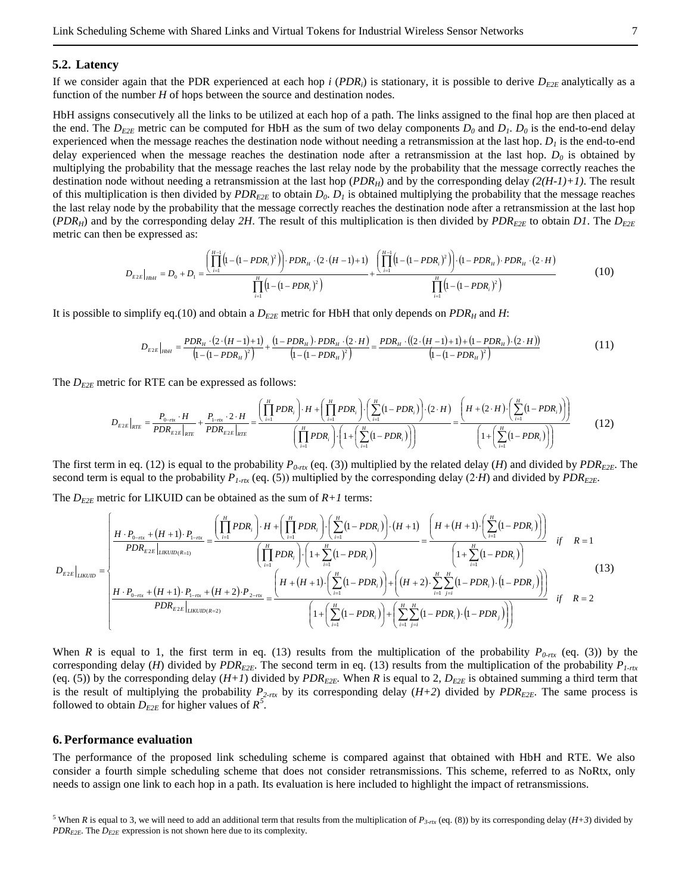### 5.2. Latency

If we consider again that the PDR experienced at each hop $i$ ($PDR_i$) is stationary, it is possible to derive $D_{E2E}$ analytically as a function of the number $H$ of hops between the source and destination nodes.

HbH assigns consecutively all the links to be utilized at each hop of a path. The links assigned to the final hop are then placed at the end. The $D_{E2E}$ metric can be computed for HbH as the sum of two delay components $D_0$ and $D_1$. $D_0$ is the end-to-end delay experienced when the message reaches the destination node without needing a retransmission at the last hop. $D_1$ is the end-to-end delay experienced when the message reaches the destination node after a retransmission at the last hop. $D_0$ is obtained by multiplying the probability that the message reaches the last relay node by the probability that the message correctly reaches the destination node without needing a retransmission at the last hop ($PDR_H$) and by the corresponding delay $(2(H-1)+1)$. The result of this multiplication is then divided by $PDR_{E2E}$ to obtain $D_0$. $D_1$ is obtained multiplying the probability that the message reaches the last relay node by the probability that the message correctly reaches the destination node after a retransmission at the last hop ($PDR_H$) and by the corresponding delay $2H$. The result of this multiplication is then divided by $PDR_{E2E}$ to obtain $D1$. The $D_{E2E}$ metric can then be expressed as:

$$D_{E2E}\big|_{HbH} = D_0 + D_1 = \frac{\left(\prod_{i=1}^{H-1}\left(1-(1-PDR_i)^2\right)\right)\cdot PDR_H \cdot (2\cdot(H-1)+1)}{\prod_{i=1}^{H}\left(1-(1-PDR_i)^2\right)} + \frac{\left(\prod_{i=1}^{H-1}\left(1-(1-PDR_i)^2\right)\right)\cdot(1-PDR_H)\cdot PDR_H \cdot (2\cdot H)}{\prod_{i=1}^{H}\left(1-(1-PDR_i)^2\right)} \tag{10}$$

It is possible to simplify eq.(10) and obtain a $D_{E2E}$ metric for HbH that only depends on $PDR_H$ and $H$:

$$D_{E2E}\big|_{HbH} = \frac{PDR_H\cdot(2\cdot(H-1)+1)}{\left(1-(1-PDR_H)^2\right)} + \frac{(1-PDR_H)\cdot PDR_H\cdot(2\cdot H)}{\left(1-(1-PDR_H)^2\right)} = \frac{PDR_H\cdot\left((2\cdot(H-1)+1)+(1-PDR_H)\cdot(2\cdot H)\right)}{\left(1-(1-PDR_H)^2\right)} \tag{11}$$

The $D_{E2E}$ metric for RTE can be expressed as follows:

$$D_{E2E}\big|_{RTE} = \frac{P_{0-rtx}\cdot H}{PDR_{E2E}\big|_{RTE}} + \frac{P_{1-rtx}\cdot 2\cdot H}{PDR_{E2E}\big|_{RTE}} = \frac{\left(\prod_{i=1}^{H}PDR_i\right)\cdot H + \left(\prod_{i=1}^{H}PDR_i\right)\cdot\left(\sum_{i=1}^{H}(1-PDR_i)\right)\cdot(2\cdot H)}{\left(\prod_{i=1}^{H}PDR_i\right)\cdot\left(1+\left(\sum_{i=1}^{H}(1-PDR_i)\right)\right)} = \frac{\left(H+(2\cdot H)\cdot\left(\sum_{i=1}^{H}(1-PDR_i)\right)\right)}{\left(1+\left(\sum_{i=1}^{H}(1-PDR_i)\right)\right)} \tag{12}$$

The first term in eq. (12) is equal to the probability $P_{0-rtx}$ (eq. (3)) multiplied by the related delay ($H$) and divided by $PDR_{E2E}$. The second term is equal to the probability $P_{1-rtx}$ (eq. (5)) multiplied by the corresponding delay ($2\cdot H$) and divided by $PDR_{E2E}$.

The $D_{E2E}$ metric for LIKUID can be obtained as the sum of $R+1$ terms:

$$D_{E2E}\big|_{LIKUID} = \begin{cases} \dfrac{H\cdot P_{0-rtx}+(H+1)\cdot P_{1-rtx}}{PDR_{E2E}\big|_{LIKUID(R=1)}} = \dfrac{\left(\prod_{i=1}^{H}PDR_i\right)\cdot H+\left(\prod_{i=1}^{H}PDR_i\right)\cdot\left(\sum_{i=1}^{H}(1-PDR_i)\right)\cdot(H+1)}{\left(\prod_{i=1}^{H}PDR_i\right)\cdot\left(1+\sum_{i=1}^{H}(1-PDR_i)\right)} = \dfrac{\left(H+(H+1)\cdot\left(\sum_{i=1}^{H}(1-PDR_i)\right)\right)}{\left(1+\sum_{i=1}^{H}(1-PDR_i)\right)} & if \quad R=1 \\[2ex] \dfrac{H\cdot P_{0-rtx}+(H+1)\cdot P_{1-rtx}+(H+2)\cdot P_{2-rtx}}{PDR_{E2E}\big|_{LIKUID(R=2)}} = \dfrac{\left(H+(H+1)\cdot\left(\sum_{i=1}^{H}(1-PDR_i)\right)+\left((H+2)\cdot\sum_{i=1}^{H}\sum_{j=i}^{H}(1-PDR_i)\cdot(1-PDR_j)\right)\right)}{\left(1+\left(\sum_{i=1}^{H}(1-PDR_i)\right)+\left(\sum_{i=1}^{H}\sum_{j=i}^{H}(1-PDR_i)\cdot(1-PDR_j)\right)\right)} & if \quad R=2 \end{cases} \tag{13}$$

When $R$ is equal to 1, the first term in eq. (13) results from the multiplication of the probability $P_{0-rtx}$ (eq. (3)) by the corresponding delay ($H$) divided by $PDR_{E2E}$. The second term in eq. (13) results from the multiplication of the probability $P_{1-rtx}$ (eq. (5)) by the corresponding delay ($H+1$) divided by $PDR_{E2E}$. When $R$ is equal to 2, $D_{E2E}$ is obtained summing a third term that is the result of multiplying the probability $P_{2-rtx}$ by its corresponding delay ($H+2$) divided by $PDR_{E2E}$. The same process is followed to obtain $D_{E2E}$ for higher values of $R$[5].

## 6. Performance evaluation

The performance of the proposed link scheduling scheme is compared against that obtained with HbH and RTE. We also consider a fourth simple scheduling scheme that does not consider retransmissions. This scheme, referred to as NoRtx, only needs to assign one link to each hop in a path. Its evaluation is here included to highlight the impact of retransmissions.

[5] When $R$ is equal to 3, we will need to add an additional term that results from the multiplication of $P_{3-rtx}$ (eq. (8)) by its corresponding delay ($H+3$) divided by $PDR_{E2E}$. The $D_{E2E}$ expression is not shown here due to its complexity.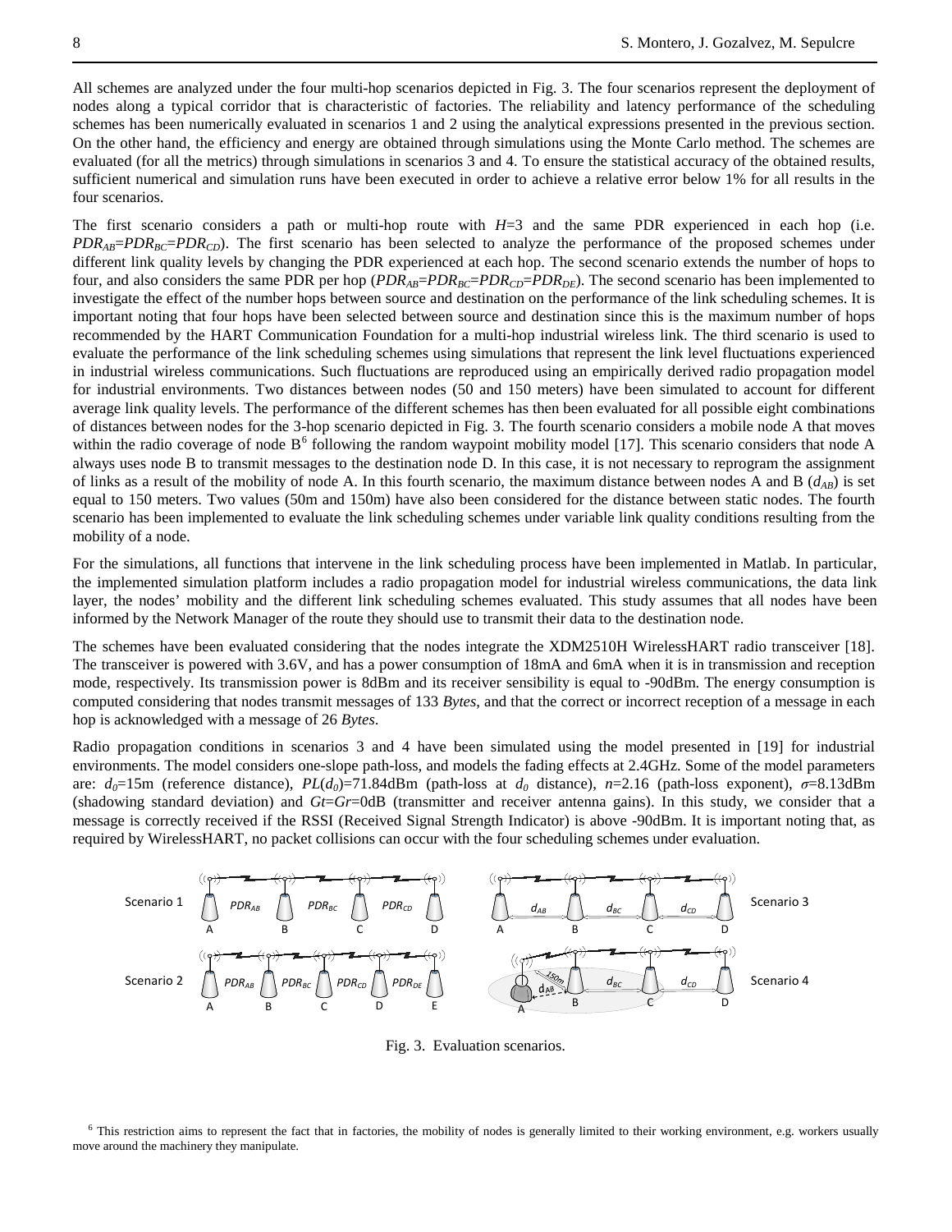All schemes are analyzed under the four multi-hop scenarios depicted in Fig. 3. The four scenarios represent the deployment of nodes along a typical corridor that is characteristic of factories. The reliability and latency performance of the scheduling schemes has been numerically evaluated in scenarios 1 and 2 using the analytical expressions presented in the previous section. On the other hand, the efficiency and energy are obtained through simulations using the Monte Carlo method. The schemes are evaluated (for all the metrics) through simulations in scenarios 3 and 4. To ensure the statistical accuracy of the obtained results, sufficient numerical and simulation runs have been executed in order to achieve a relative error below 1% for all results in the four scenarios.

The first scenario considers a path or multi-hop route with $H$=3 and the same PDR experienced in each hop (i.e. $PDR_{AB}=PDR_{BC}=PDR_{CD}$). The first scenario has been selected to analyze the performance of the proposed schemes under different link quality levels by changing the PDR experienced at each hop. The second scenario extends the number of hops to four, and also considers the same PDR per hop ($PDR_{AB}=PDR_{BC}=PDR_{CD}=PDR_{DE}$). The second scenario has been implemented to investigate the effect of the number hops between source and destination on the performance of the link scheduling schemes. It is important noting that four hops have been selected between source and destination since this is the maximum number of hops recommended by the HART Communication Foundation for a multi-hop industrial wireless link. The third scenario is used to evaluate the performance of the link scheduling schemes using simulations that represent the link level fluctuations experienced in industrial wireless communications. Such fluctuations are reproduced using an empirically derived radio propagation model for industrial environments. Two distances between nodes (50 and 150 meters) have been simulated to account for different average link quality levels. The performance of the different schemes has then been evaluated for all possible eight combinations of distances between nodes for the 3-hop scenario depicted in Fig. 3. The fourth scenario considers a mobile node A that moves within the radio coverage of node B[6] following the random waypoint mobility model [17]. This scenario considers that node A always uses node B to transmit messages to the destination node D. In this case, it is not necessary to reprogram the assignment of links as a result of the mobility of node A. In this fourth scenario, the maximum distance between nodes A and B ($d_{AB}$) is set equal to 150 meters. Two values (50m and 150m) have also been considered for the distance between static nodes. The fourth scenario has been implemented to evaluate the link scheduling schemes under variable link quality conditions resulting from the mobility of a node.

For the simulations, all functions that intervene in the link scheduling process have been implemented in Matlab. In particular, the implemented simulation platform includes a radio propagation model for industrial wireless communications, the data link layer, the nodes' mobility and the different link scheduling schemes evaluated. This study assumes that all nodes have been informed by the Network Manager of the route they should use to transmit their data to the destination node.

The schemes have been evaluated considering that the nodes integrate the XDM2510H WirelessHART radio transceiver [18]. The transceiver is powered with 3.6V, and has a power consumption of 18mA and 6mA when it is in transmission and reception mode, respectively. Its transmission power is 8dBm and its receiver sensibility is equal to -90dBm. The energy consumption is computed considering that nodes transmit messages of 133 *Bytes*, and that the correct or incorrect reception of a message in each hop is acknowledged with a message of 26 *Bytes*.

Radio propagation conditions in scenarios 3 and 4 have been simulated using the model presented in [19] for industrial environments. The model considers one-slope path-loss, and models the fading effects at 2.4GHz. Some of the model parameters are: $d_0$=15m (reference distance), $PL(d_0)$=71.84dBm (path-loss at $d_0$ distance), $n$=2.16 (path-loss exponent), $\sigma$=8.13dBm (shadowing standard deviation) and $Gt$=$Gr$=0dB (transmitter and receiver antenna gains). In this study, we consider that a message is correctly received if the RSSI (Received Signal Strength Indicator) is above -90dBm. It is important noting that, as required by WirelessHART, no packet collisions can occur with the four scheduling schemes under evaluation.

Fig. 3. Evaluation scenarios.

[6] This restriction aims to represent the fact that in factories, the mobility of nodes is generally limited to their working environment, e.g. workers usually move around the machinery they manipulate.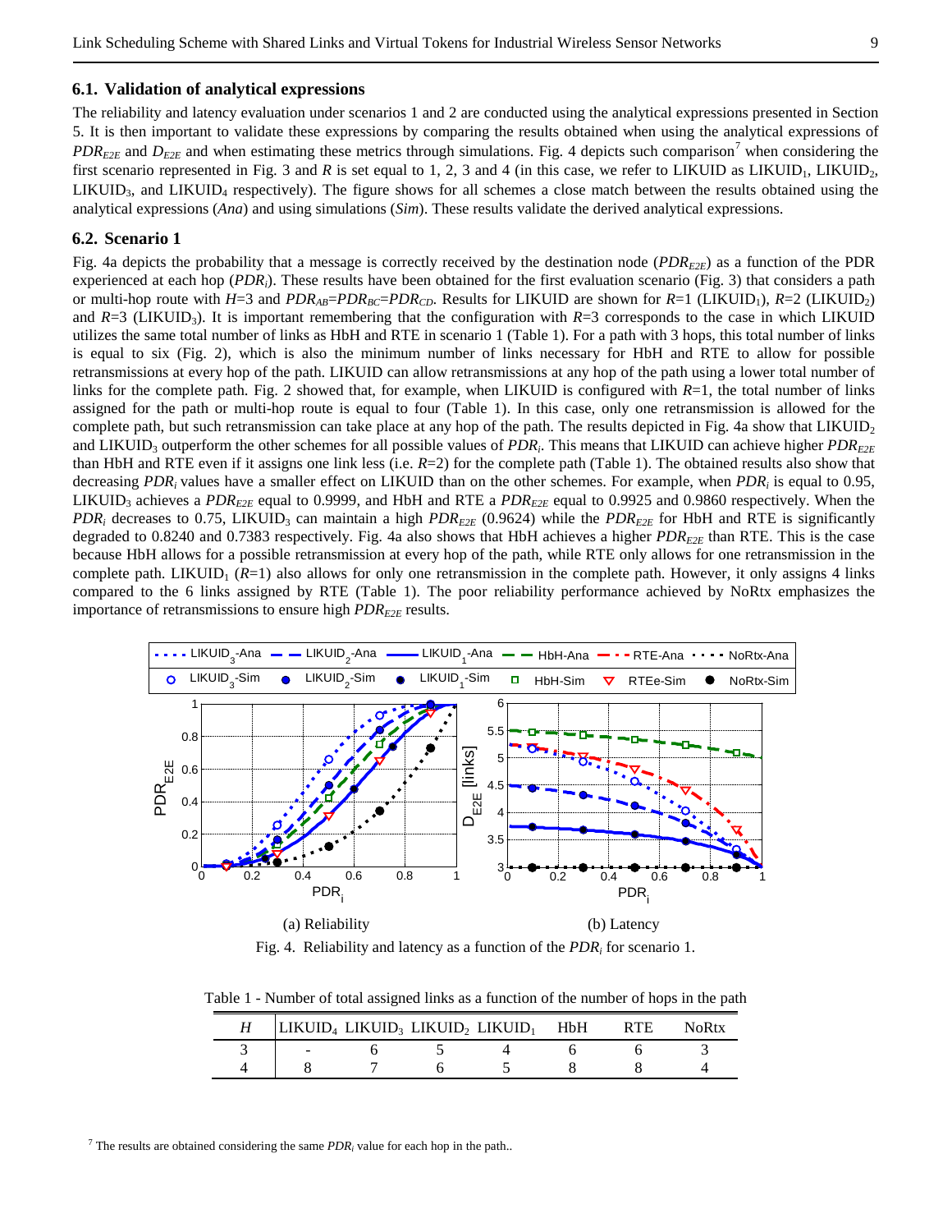## 6.1. Validation of analytical expressions

The reliability and latency evaluation under scenarios 1 and 2 are conducted using the analytical expressions presented in Section 5. It is then important to validate these expressions by comparing the results obtained when using the analytical expressions of $PDR_{E2E}$ and $D_{E2E}$ and when estimating these metrics through simulations. Fig. 4 depicts such comparison[7] when considering the first scenario represented in Fig. 3 and $R$ is set equal to 1, 2, 3 and 4 (in this case, we refer to LIKUID as $\text{LIKUID}_1$, $\text{LIKUID}_2$, $\text{LIKUID}_3$, and $\text{LIKUID}_4$ respectively). The figure shows for all schemes a close match between the results obtained using the analytical expressions (*Ana*) and using simulations (*Sim*). These results validate the derived analytical expressions.

## 6.2. Scenario 1

Fig. 4a depicts the probability that a message is correctly received by the destination node ($PDR_{E2E}$) as a function of the PDR experienced at each hop ($PDR_i$). These results have been obtained for the first evaluation scenario (Fig. 3) that considers a path or multi-hop route with $H$=3 and $PDR_{AB}$=$PDR_{BC}$=$PDR_{CD}$. Results for LIKUID are shown for $R$=1 ($\text{LIKUID}_1$), $R$=2 ($\text{LIKUID}_2$) and $R$=3 ($\text{LIKUID}_3$). It is important remembering that the configuration with $R$=3 corresponds to the case in which LIKUID utilizes the same total number of links as HbH and RTE in scenario 1 (Table 1). For a path with 3 hops, this total number of links is equal to six (Fig. 2), which is also the minimum number of links necessary for HbH and RTE to allow for possible retransmissions at every hop of the path. LIKUID can allow retransmissions at any hop of the path using a lower total number of links for the complete path. Fig. 2 showed that, for example, when LIKUID is configured with $R$=1, the total number of links assigned for the path or multi-hop route is equal to four (Table 1). In this case, only one retransmission is allowed for the complete path, but such retransmission can take place at any hop of the path. The results depicted in Fig. 4a show that $\text{LIKUID}_2$ and $\text{LIKUID}_3$ outperform the other schemes for all possible values of $PDR_i$. This means that LIKUID can achieve higher $PDR_{E2E}$ than HbH and RTE even if it assigns one link less (i.e. $R$=2) for the complete path (Table 1). The obtained results also show that decreasing $PDR_i$ values have a smaller effect on LIKUID than on the other schemes. For example, when $PDR_i$ is equal to 0.95, $\text{LIKUID}_3$ achieves a $PDR_{E2E}$ equal to 0.9999, and HbH and RTE a $PDR_{E2E}$ equal to 0.9925 and 0.9860 respectively. When the $PDR_i$ decreases to 0.75, $\text{LIKUID}_3$ can maintain a high $PDR_{E2E}$ (0.9624) while the $PDR_{E2E}$ for HbH and RTE is significantly degraded to 0.8240 and 0.7383 respectively. Fig. 4a also shows that HbH achieves a higher $PDR_{E2E}$ than RTE. This is the case because HbH allows for a possible retransmission at every hop of the path, while RTE only allows for one retransmission in the complete path. $\text{LIKUID}_1$ ($R$=1) also allows for only one retransmission in the complete path. However, it only assigns 4 links compared to the 6 links assigned by RTE (Table 1). The poor reliability performance achieved by NoRtx emphasizes the importance of retransmissions to ensure high $PDR_{E2E}$ results.

(a) Reliability (b) Latency

Fig. 4. Reliability and latency as a function of the $PDR_i$ for scenario 1.

Table 1 - Number of total assigned links as a function of the number of hops in the path

| $H$ | $\text{LIKUID}_4$ | $\text{LIKUID}_3$ | $\text{LIKUID}_2$ | $\text{LIKUID}_1$ | HbH | RTE | NoRtx |
|---|---|---|---|---|---|---|---|
| 3 | - | 6 | 5 | 4 | 6 | 6 | 3 |
| 4 | 8 | 7 | 6 | 5 | 8 | 8 | 4 |

[7] The results are obtained considering the same $PDR_i$ value for each hop in the path..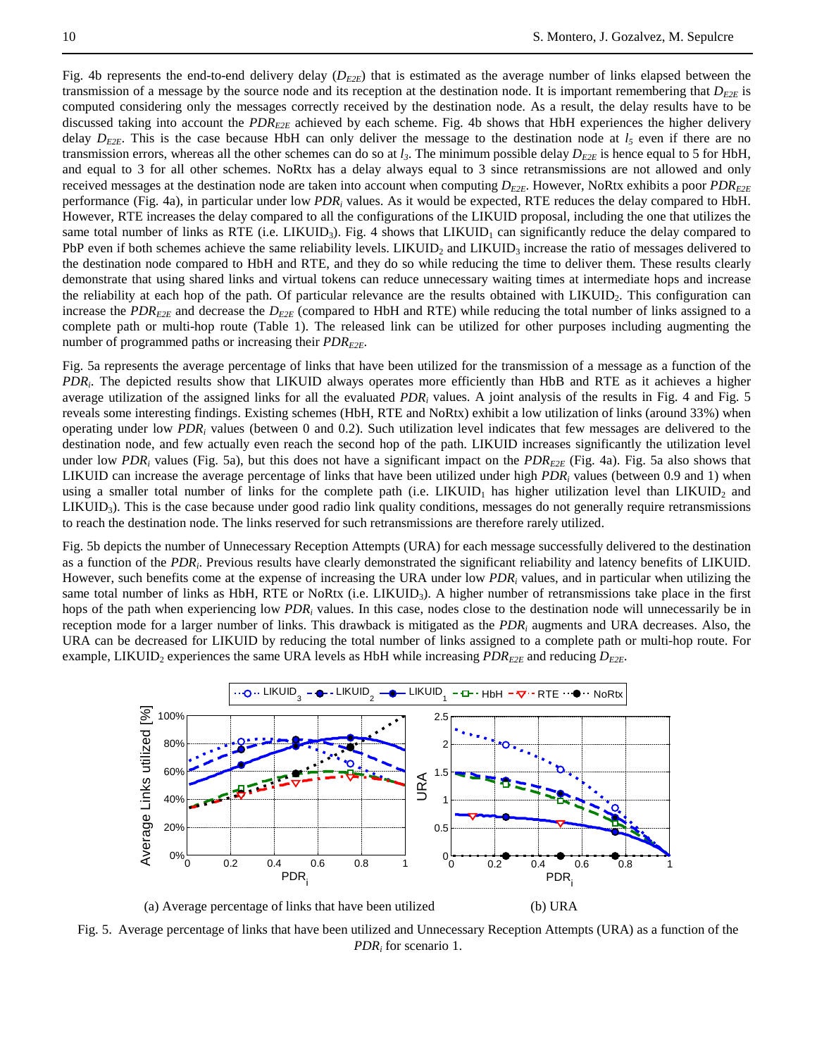Fig. 4b represents the end-to-end delivery delay ($D_{E2E}$) that is estimated as the average number of links elapsed between the transmission of a message by the source node and its reception at the destination node. It is important remembering that $D_{E2E}$ is computed considering only the messages correctly received by the destination node. As a result, the delay results have to be discussed taking into account the $PDR_{E2E}$ achieved by each scheme. Fig. 4b shows that HbH experiences the higher delivery delay $D_{E2E}$. This is the case because HbH can only deliver the message to the destination node at $l_5$ even if there are no transmission errors, whereas all the other schemes can do so at $l_3$. The minimum possible delay $D_{E2E}$ is hence equal to 5 for HbH, and equal to 3 for all other schemes. NoRtx has a delay always equal to 3 since retransmissions are not allowed and only received messages at the destination node are taken into account when computing $D_{E2E}$. However, NoRtx exhibits a poor $PDR_{E2E}$ performance (Fig. 4a), in particular under low $PDR_i$ values. As it would be expected, RTE reduces the delay compared to HbH. However, RTE increases the delay compared to all the configurations of the LIKUID proposal, including the one that utilizes the same total number of links as RTE (i.e. LIKUID$_3$). Fig. 4 shows that LIKUID$_1$ can significantly reduce the delay compared to PbP even if both schemes achieve the same reliability levels. LIKUID$_2$ and LIKUID$_3$ increase the ratio of messages delivered to the destination node compared to HbH and RTE, and they do so while reducing the time to deliver them. These results clearly demonstrate that using shared links and virtual tokens can reduce unnecessary waiting times at intermediate hops and increase the reliability at each hop of the path. Of particular relevance are the results obtained with LIKUID$_2$. This configuration can increase the $PDR_{E2E}$ and decrease the $D_{E2E}$ (compared to HbH and RTE) while reducing the total number of links assigned to a complete path or multi-hop route (Table 1). The released link can be utilized for other purposes including augmenting the number of programmed paths or increasing their $PDR_{E2E}$.

Fig. 5a represents the average percentage of links that have been utilized for the transmission of a message as a function of the $PDR_i$. The depicted results show that LIKUID always operates more efficiently than HbB and RTE as it achieves a higher average utilization of the assigned links for all the evaluated $PDR_i$ values. A joint analysis of the results in Fig. 4 and Fig. 5 reveals some interesting findings. Existing schemes (HbH, RTE and NoRtx) exhibit a low utilization of links (around 33%) when operating under low $PDR_i$ values (between 0 and 0.2). Such utilization level indicates that few messages are delivered to the destination node, and few actually even reach the second hop of the path. LIKUID increases significantly the utilization level under low $PDR_i$ values (Fig. 5a), but this does not have a significant impact on the $PDR_{E2E}$ (Fig. 4a). Fig. 5a also shows that LIKUID can increase the average percentage of links that have been utilized under high $PDR_i$ values (between 0.9 and 1) when using a smaller total number of links for the complete path (i.e. LIKUID$_1$ has higher utilization level than LIKUID$_2$ and LIKUID$_3$). This is the case because under good radio link quality conditions, messages do not generally require retransmissions to reach the destination node. The links reserved for such retransmissions are therefore rarely utilized.

Fig. 5b depicts the number of Unnecessary Reception Attempts (URA) for each message successfully delivered to the destination as a function of the $PDR_i$. Previous results have clearly demonstrated the significant reliability and latency benefits of LIKUID. However, such benefits come at the expense of increasing the URA under low $PDR_i$ values, and in particular when utilizing the same total number of links as HbH, RTE or NoRtx (i.e. LIKUID$_3$). A higher number of retransmissions take place in the first hops of the path when experiencing low $PDR_i$ values. In this case, nodes close to the destination node will unnecessarily be in reception mode for a larger number of links. This drawback is mitigated as the $PDR_i$ augments and URA decreases. Also, the URA can be decreased for LIKUID by reducing the total number of links assigned to a complete path or multi-hop route. For example, LIKUID$_2$ experiences the same URA levels as HbH while increasing $PDR_{E2E}$ and reducing $D_{E2E}$.

(a) Average percentage of links that have been utilized (b) URA

Fig. 5. Average percentage of links that have been utilized and Unnecessary Reception Attempts (URA) as a function of the $PDR_i$ for scenario 1.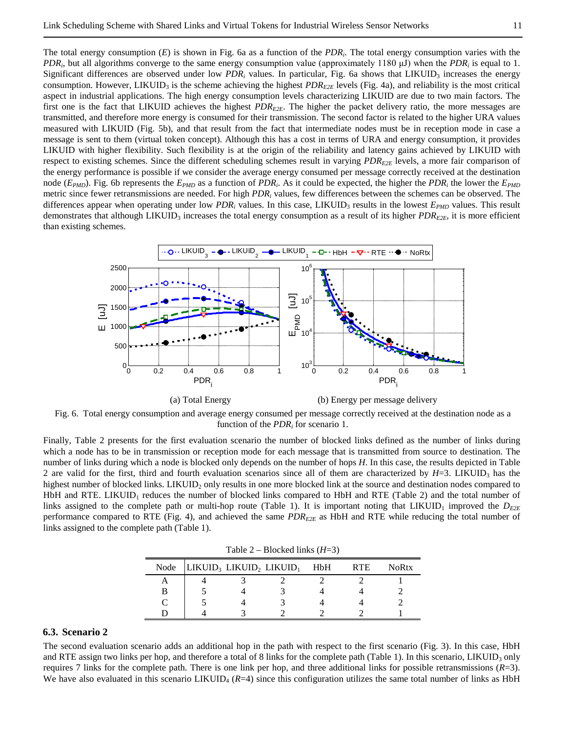The total energy consumption ($E$) is shown in Fig. 6a as a function of the $PDR_i$. The total energy consumption varies with the $PDR_i$, but all algorithms converge to the same energy consumption value (approximately 1180 μJ) when the $PDR_i$ is equal to 1. Significant differences are observed under low $PDR_i$ values. In particular, Fig. 6a shows that $LIKUID_3$ increases the energy consumption. However, $LIKUID_3$ is the scheme achieving the highest $PDR_{E2E}$ levels (Fig. 4a), and reliability is the most critical aspect in industrial applications. The high energy consumption levels characterizing LIKUID are due to two main factors. The first one is the fact that LIKUID achieves the highest $PDR_{E2E}$. The higher the packet delivery ratio, the more messages are transmitted, and therefore more energy is consumed for their transmission. The second factor is related to the higher URA values measured with LIKUID (Fig. 5b), and that result from the fact that intermediate nodes must be in reception mode in case a message is sent to them (virtual token concept). Although this has a cost in terms of URA and energy consumption, it provides LIKUID with higher flexibility. Such flexibility is at the origin of the reliability and latency gains achieved by LIKUID with respect to existing schemes. Since the different scheduling schemes result in varying $PDR_{E2E}$ levels, a more fair comparison of the energy performance is possible if we consider the average energy consumed per message correctly received at the destination node ($E_{PMD}$). Fig. 6b represents the $E_{PMD}$ as a function of $PDR_i$. As it could be expected, the higher the $PDR_i$ the lower the $E_{PMD}$ metric since fewer retransmissions are needed. For high $PDR_i$ values, few differences between the schemes can be observed. The differences appear when operating under low $PDR_i$ values. In this case, $LIKUID_3$ results in the lowest $E_{PMD}$ values. This result demonstrates that although $LIKUID_3$ increases the total energy consumption as a result of its higher $PDR_{E2E}$, it is more efficient than existing schemes.

(a) Total Energy (b) Energy per message delivery

Fig. 6. Total energy consumption and average energy consumed per message correctly received at the destination node as a function of the $PDR_i$ for scenario 1.

Finally, Table 2 presents for the first evaluation scenario the number of blocked links defined as the number of links during which a node has to be in transmission or reception mode for each message that is transmitted from source to destination. The number of links during which a node is blocked only depends on the number of hops $H$. In this case, the results depicted in Table 2 are valid for the first, third and fourth evaluation scenarios since all of them are characterized by $H$=3. $LIKUID_3$ has the highest number of blocked links. $LIKUID_2$ only results in one more blocked link at the source and destination nodes compared to HbH and RTE. $LIKUID_1$ reduces the number of blocked links compared to HbH and RTE (Table 2) and the total number of links assigned to the complete path or multi-hop route (Table 1). It is important noting that $LIKUID_1$ improved the $D_{E2E}$ performance compared to RTE (Fig. 4), and achieved the same $PDR_{E2E}$ as HbH and RTE while reducing the total number of links assigned to the complete path (Table 1).

Table 2 – Blocked links ($H$=3)

| Node | $LIKUID_3$ | $LIKUID_2$ | $LIKUID_1$ | HbH | RTE | NoRtx |
|---|---|---|---|---|---|---|
| A | 4 | 3 | 2 | 2 | 2 | 1 |
| B | 5 | 4 | 3 | 4 | 4 | 2 |
| C | 5 | 4 | 3 | 4 | 4 | 2 |
| D | 4 | 3 | 2 | 2 | 2 | 1 |

### 6.3. Scenario 2

The second evaluation scenario adds an additional hop in the path with respect to the first scenario (Fig. 3). In this case, HbH and RTE assign two links per hop, and therefore a total of 8 links for the complete path (Table 1). In this scenario, $LIKUID_3$ only requires 7 links for the complete path. There is one link per hop, and three additional links for possible retransmissions ($R$=3). We have also evaluated in this scenario $LIKUID_4$ ($R$=4) since this configuration utilizes the same total number of links as HbH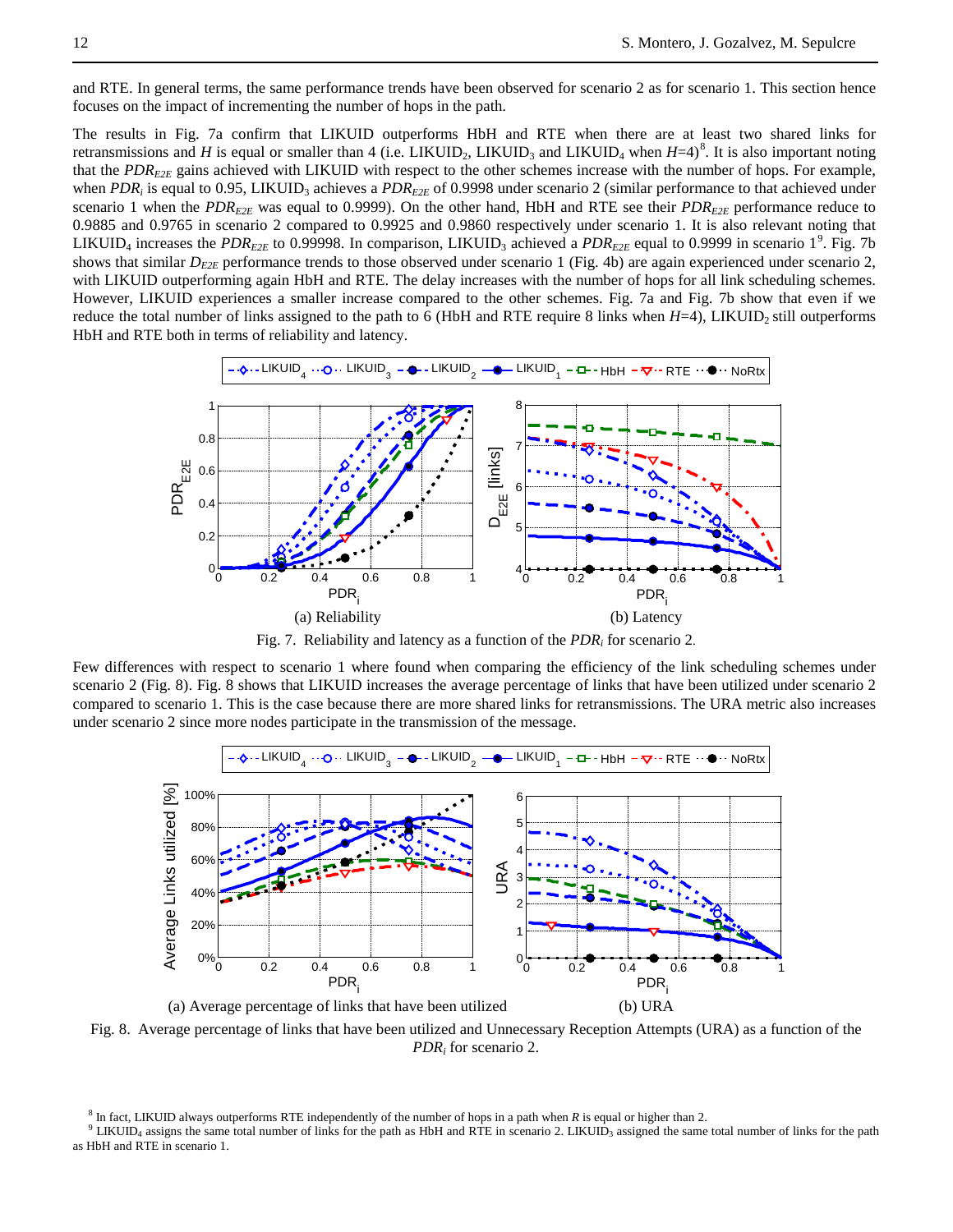and RTE. In general terms, the same performance trends have been observed for scenario 2 as for scenario 1. This section hence focuses on the impact of incrementing the number of hops in the path.

The results in Fig. 7a confirm that LIKUID outperforms HbH and RTE when there are at least two shared links for retransmissions and $H$ is equal or smaller than 4 (i.e. $LIKUID_2$, $LIKUID_3$ and $LIKUID_4$ when $H$=4)[8]. It is also important noting that the $PDR_{E2E}$ gains achieved with LIKUID with respect to the other schemes increase with the number of hops. For example, when $PDR_i$ is equal to 0.95, $LIKUID_3$ achieves a $PDR_{E2E}$ of 0.9998 under scenario 2 (similar performance to that achieved under scenario 1 when the $PDR_{E2E}$ was equal to 0.9999). On the other hand, HbH and RTE see their $PDR_{E2E}$ performance reduce to 0.9885 and 0.9765 in scenario 2 compared to 0.9925 and 0.9860 respectively under scenario 1. It is also relevant noting that $LIKUID_4$ increases the $PDR_{E2E}$ to 0.99998. In comparison, $LIKUID_3$ achieved a $PDR_{E2E}$ equal to 0.9999 in scenario 1[9]. Fig. 7b shows that similar $D_{E2E}$ performance trends to those observed under scenario 1 (Fig. 4b) are again experienced under scenario 2, with LIKUID outperforming again HbH and RTE. The delay increases with the number of hops for all link scheduling schemes. However, LIKUID experiences a smaller increase compared to the other schemes. Fig. 7a and Fig. 7b show that even if we reduce the total number of links assigned to the path to 6 (HbH and RTE require 8 links when $H$=4), $LIKUID_2$ still outperforms HbH and RTE both in terms of reliability and latency.

(a) Reliability (b) Latency

Fig. 7. Reliability and latency as a function of the $PDR_i$ for scenario 2.

Few differences with respect to scenario 1 where found when comparing the efficiency of the link scheduling schemes under scenario 2 (Fig. 8). Fig. 8 shows that LIKUID increases the average percentage of links that have been utilized under scenario 2 compared to scenario 1. This is the case because there are more shared links for retransmissions. The URA metric also increases under scenario 2 since more nodes participate in the transmission of the message.

(a) Average percentage of links that have been utilized (b) URA

Fig. 8. Average percentage of links that have been utilized and Unnecessary Reception Attempts (URA) as a function of the $PDR_i$ for scenario 2.

[8] In fact, LIKUID always outperforms RTE independently of the number of hops in a path when $R$ is equal or higher than 2.

[9] $LIKUID_4$ assigns the same total number of links for the path as HbH and RTE in scenario 2. $LIKUID_3$ assigned the same total number of links for the path as HbH and RTE in scenario 1.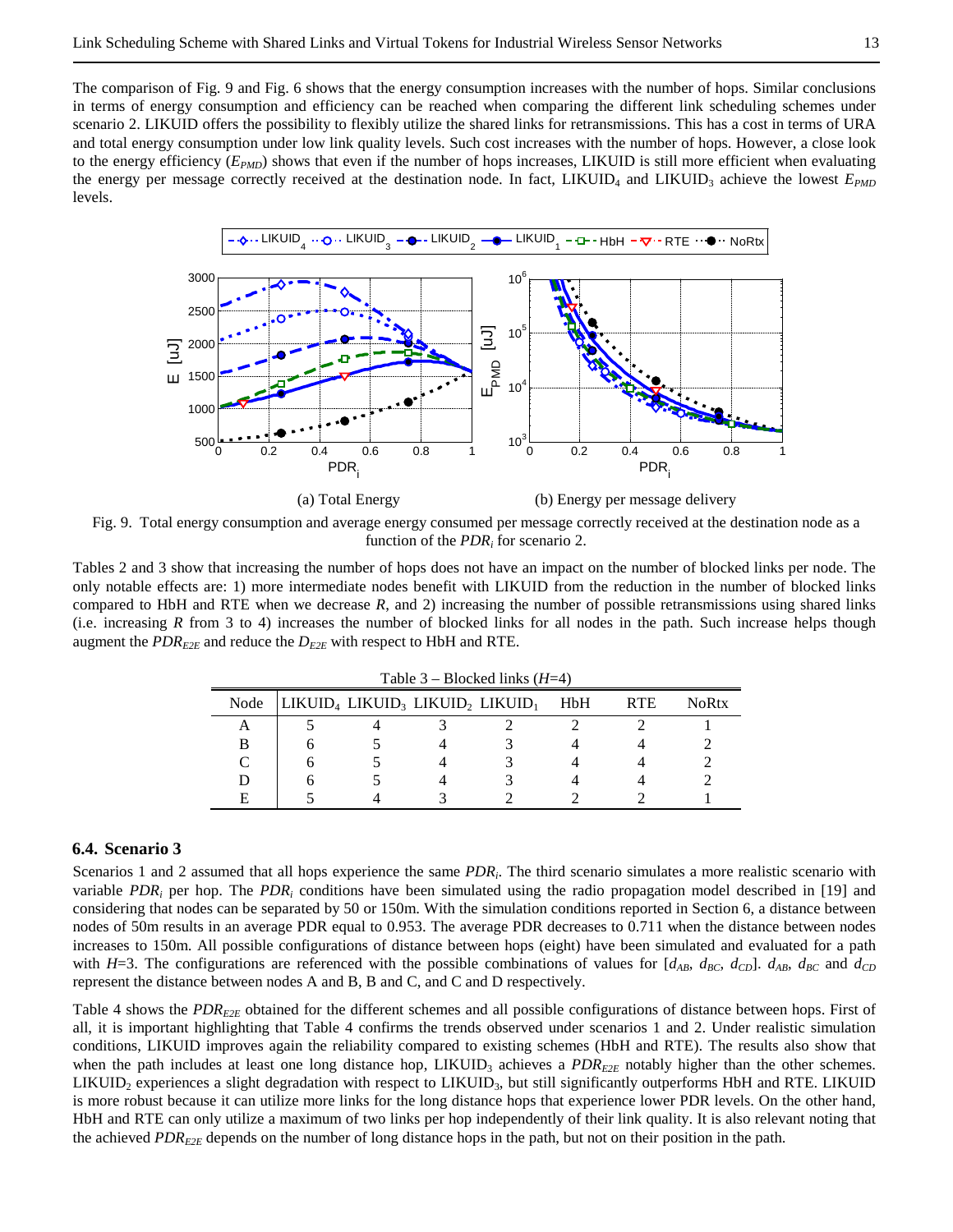The comparison of Fig. 9 and Fig. 6 shows that the energy consumption increases with the number of hops. Similar conclusions in terms of energy consumption and efficiency can be reached when comparing the different link scheduling schemes under scenario 2. LIKUID offers the possibility to flexibly utilize the shared links for retransmissions. This has a cost in terms of URA and total energy consumption under low link quality levels. Such cost increases with the number of hops. However, a close look to the energy efficiency ($E_{PMD}$) shows that even if the number of hops increases, LIKUID is still more efficient when evaluating the energy per message correctly received at the destination node. In fact, $LIKUID_4$ and $LIKUID_3$ achieve the lowest $E_{PMD}$ levels.

(a) Total Energy (b) Energy per message delivery

Fig. 9. Total energy consumption and average energy consumed per message correctly received at the destination node as a function of the $PDR_i$ for scenario 2.

Tables 2 and 3 show that increasing the number of hops does not have an impact on the number of blocked links per node. The only notable effects are: 1) more intermediate nodes benefit with LIKUID from the reduction in the number of blocked links compared to HbH and RTE when we decrease $R$, and 2) increasing the number of possible retransmissions using shared links (i.e. increasing $R$ from 3 to 4) increases the number of blocked links for all nodes in the path. Such increase helps though augment the $PDR_{E2E}$ and reduce the $D_{E2E}$ with respect to HbH and RTE.

Table 3 – Blocked links ($H$=4)

| Node | $LIKUID_4$ | $LIKUID_3$ | $LIKUID_2$ | $LIKUID_1$ | HbH | RTE | NoRtx |
|---|---|---|---|---|---|---|---|
| A | 5 | 4 | 3 | 2 | 2 | 2 | 1 |
| B | 6 | 5 | 4 | 3 | 4 | 4 | 2 |
| C | 6 | 5 | 4 | 3 | 4 | 4 | 2 |
| D | 6 | 5 | 4 | 3 | 4 | 4 | 2 |
| E | 5 | 4 | 3 | 2 | 2 | 2 | 1 |

### 6.4. Scenario 3

Scenarios 1 and 2 assumed that all hops experience the same $PDR_i$. The third scenario simulates a more realistic scenario with variable $PDR_i$ per hop. The $PDR_i$ conditions have been simulated using the radio propagation model described in [19] and considering that nodes can be separated by 50 or 150m. With the simulation conditions reported in Section 6, a distance between nodes of 50m results in an average PDR equal to 0.953. The average PDR decreases to 0.711 when the distance between nodes increases to 150m. All possible configurations of distance between hops (eight) have been simulated and evaluated for a path with $H$=3. The configurations are referenced with the possible combinations of values for [$d_{AB}$, $d_{BC}$, $d_{CD}$]. $d_{AB}$, $d_{BC}$ and $d_{CD}$ represent the distance between nodes A and B, B and C, and C and D respectively.

Table 4 shows the $PDR_{E2E}$ obtained for the different schemes and all possible configurations of distance between hops. First of all, it is important highlighting that Table 4 confirms the trends observed under scenarios 1 and 2. Under realistic simulation conditions, LIKUID improves again the reliability compared to existing schemes (HbH and RTE). The results also show that when the path includes at least one long distance hop, $LIKUID_3$ achieves a $PDR_{E2E}$ notably higher than the other schemes. $LIKUID_2$ experiences a slight degradation with respect to $LIKUID_3$, but still significantly outperforms HbH and RTE. LIKUID is more robust because it can utilize more links for the long distance hops that experience lower PDR levels. On the other hand, HbH and RTE can only utilize a maximum of two links per hop independently of their link quality. It is also relevant noting that the achieved $PDR_{E2E}$ depends on the number of long distance hops in the path, but not on their position in the path.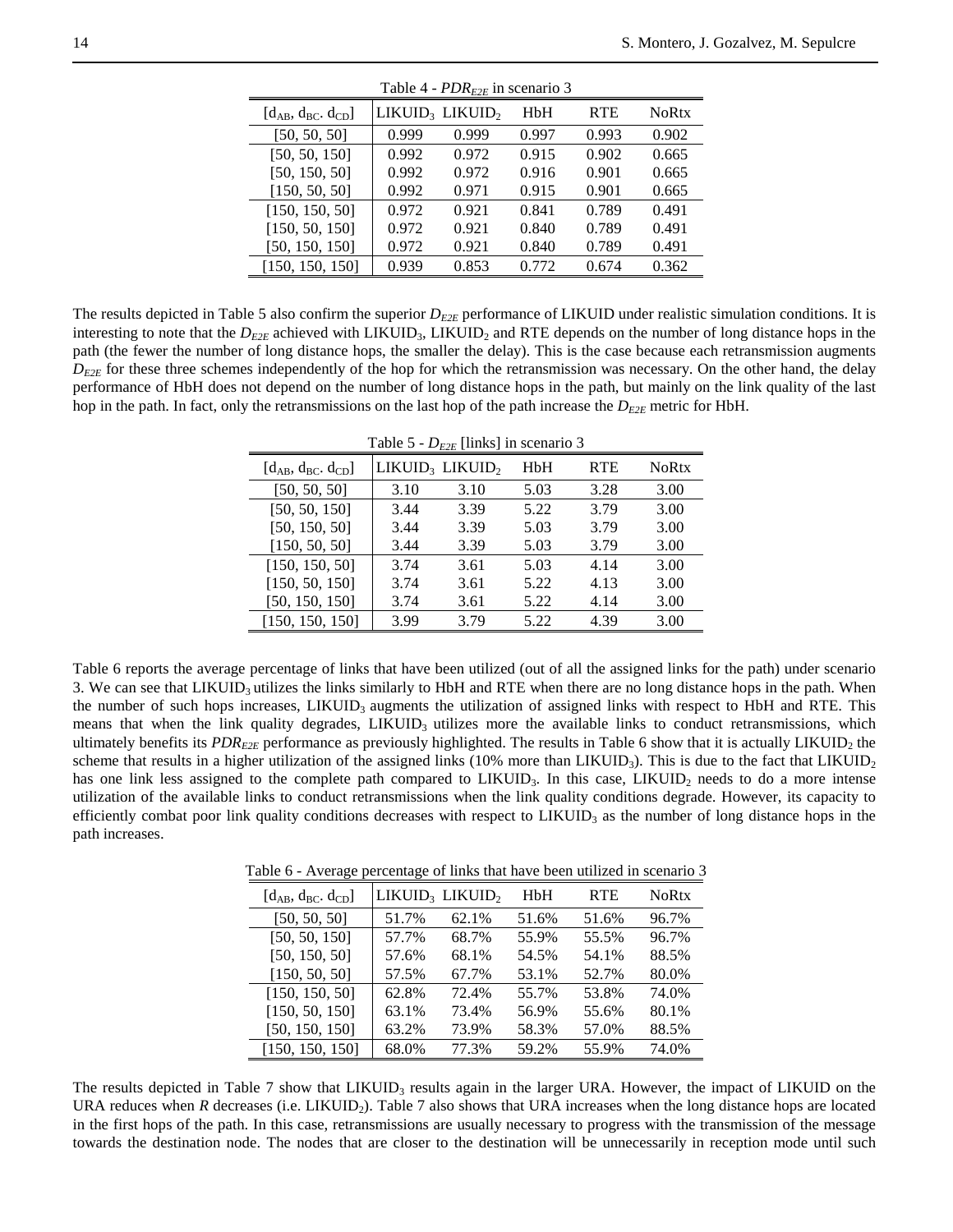Table 4 - $PDR_{E2E}$ in scenario 3

| [$d_{AB}$, $d_{BC}$. $d_{CD}$] | $LIKUID_3$ | $LIKUID_2$ | HbH | RTE | NoRtx |
|---|---|---|---|---|---|
| [50, 50, 50] | 0.999 | 0.999 | 0.997 | 0.993 | 0.902 |
| [50, 50, 150] | 0.992 | 0.972 | 0.915 | 0.902 | 0.665 |
| [50, 150, 50] | 0.992 | 0.972 | 0.916 | 0.901 | 0.665 |
| [150, 50, 50] | 0.992 | 0.971 | 0.915 | 0.901 | 0.665 |
| [150, 150, 50] | 0.972 | 0.921 | 0.841 | 0.789 | 0.491 |
| [150, 50, 150] | 0.972 | 0.921 | 0.840 | 0.789 | 0.491 |
| [50, 150, 150] | 0.972 | 0.921 | 0.840 | 0.789 | 0.491 |
| [150, 150, 150] | 0.939 | 0.853 | 0.772 | 0.674 | 0.362 |

The results depicted in Table 5 also confirm the superior $D_{E2E}$ performance of LIKUID under realistic simulation conditions. It is interesting to note that the $D_{E2E}$ achieved with $LIKUID_3$, $LIKUID_2$ and RTE depends on the number of long distance hops in the path (the fewer the number of long distance hops, the smaller the delay). This is the case because each retransmission augments $D_{E2E}$ for these three schemes independently of the hop for which the retransmission was necessary. On the other hand, the delay performance of HbH does not depend on the number of long distance hops in the path, but mainly on the link quality of the last hop in the path. In fact, only the retransmissions on the last hop of the path increase the $D_{E2E}$ metric for HbH.

Table 5 - $D_{E2E}$ [links] in scenario 3

| [$d_{AB}$, $d_{BC}$. $d_{CD}$] | $LIKUID_3$ | $LIKUID_2$ | HbH | RTE | NoRtx |
|---|---|---|---|---|---|
| [50, 50, 50] | 3.10 | 3.10 | 5.03 | 3.28 | 3.00 |
| [50, 50, 150] | 3.44 | 3.39 | 5.22 | 3.79 | 3.00 |
| [50, 150, 50] | 3.44 | 3.39 | 5.03 | 3.79 | 3.00 |
| [150, 50, 50] | 3.44 | 3.39 | 5.03 | 3.79 | 3.00 |
| [150, 150, 50] | 3.74 | 3.61 | 5.03 | 4.14 | 3.00 |
| [150, 50, 150] | 3.74 | 3.61 | 5.22 | 4.13 | 3.00 |
| [50, 150, 150] | 3.74 | 3.61 | 5.22 | 4.14 | 3.00 |
| [150, 150, 150] | 3.99 | 3.79 | 5.22 | 4.39 | 3.00 |

Table 6 reports the average percentage of links that have been utilized (out of all the assigned links for the path) under scenario 3. We can see that $LIKUID_3$ utilizes the links similarly to HbH and RTE when there are no long distance hops in the path. When the number of such hops increases, $LIKUID_3$ augments the utilization of assigned links with respect to HbH and RTE. This means that when the link quality degrades, $LIKUID_3$ utilizes more the available links to conduct retransmissions, which ultimately benefits its $PDR_{E2E}$ performance as previously highlighted. The results in Table 6 show that it is actually $LIKUID_2$ the scheme that results in a higher utilization of the assigned links (10% more than $LIKUID_3$). This is due to the fact that $LIKUID_2$ has one link less assigned to the complete path compared to $LIKUID_3$. In this case, $LIKUID_2$ needs to do a more intense utilization of the available links to conduct retransmissions when the link quality conditions degrade. However, its capacity to efficiently combat poor link quality conditions decreases with respect to $LIKUID_3$ as the number of long distance hops in the path increases.

Table 6 - Average percentage of links that have been utilized in scenario 3

| [$d_{AB}$, $d_{BC}$. $d_{CD}$] | $LIKUID_3$ | $LIKUID_2$ | HbH | RTE | NoRtx |
|---|---|---|---|---|---|
| [50, 50, 50] | 51.7% | 62.1% | 51.6% | 51.6% | 96.7% |
| [50, 50, 150] | 57.7% | 68.7% | 55.9% | 55.5% | 96.7% |
| [50, 150, 50] | 57.6% | 68.1% | 54.5% | 54.1% | 88.5% |
| [150, 50, 50] | 57.5% | 67.7% | 53.1% | 52.7% | 80.0% |
| [150, 150, 50] | 62.8% | 72.4% | 55.7% | 53.8% | 74.0% |
| [150, 50, 150] | 63.1% | 73.4% | 56.9% | 55.6% | 80.1% |
| [50, 150, 150] | 63.2% | 73.9% | 58.3% | 57.0% | 88.5% |
| [150, 150, 150] | 68.0% | 77.3% | 59.2% | 55.9% | 74.0% |

The results depicted in Table 7 show that $LIKUID_3$ results again in the larger URA. However, the impact of LIKUID on the URA reduces when $R$ decreases (i.e. $LIKUID_2$). Table 7 also shows that URA increases when the long distance hops are located in the first hops of the path. In this case, retransmissions are usually necessary to progress with the transmission of the message towards the destination node. The nodes that are closer to the destination will be unnecessarily in reception mode until such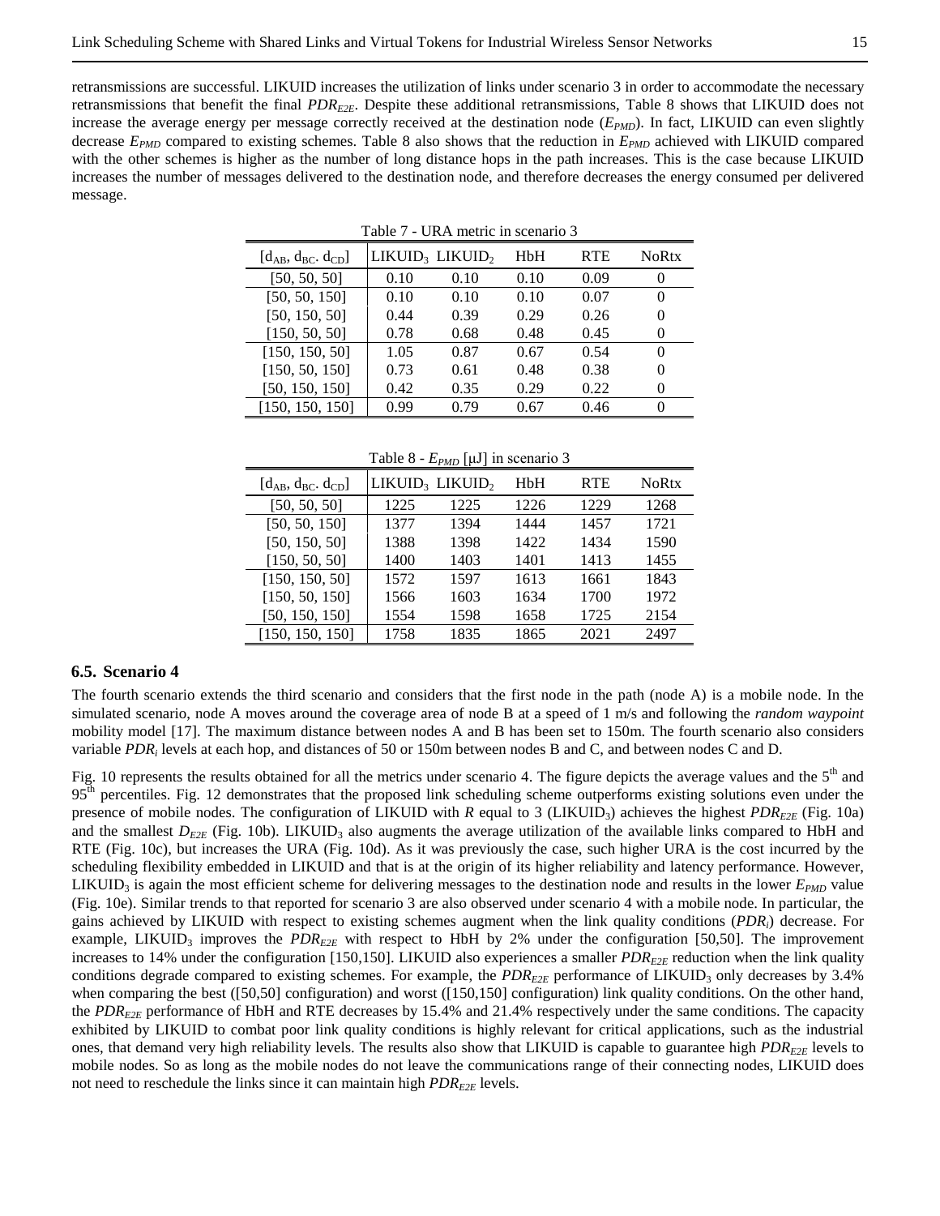retransmissions are successful. LIKUID increases the utilization of links under scenario 3 in order to accommodate the necessary retransmissions that benefit the final $PDR_{E2E}$. Despite these additional retransmissions, Table 8 shows that LIKUID does not increase the average energy per message correctly received at the destination node ($E_{PMD}$). In fact, LIKUID can even slightly decrease $E_{PMD}$ compared to existing schemes. Table 8 also shows that the reduction in $E_{PMD}$ achieved with LIKUID compared with the other schemes is higher as the number of long distance hops in the path increases. This is the case because LIKUID increases the number of messages delivered to the destination node, and therefore decreases the energy consumed per delivered message.

Table 7 - URA metric in scenario 3

| $[d_{AB}, d_{BC}, d_{CD}]$ | $LIKUID_3$ | $LIKUID_2$ | HbH | RTE | NoRtx |
|---|---|---|---|---|---|
| [50, 50, 50] | 0.10 | 0.10 | 0.10 | 0.09 | 0 |
| [50, 50, 150] | 0.10 | 0.10 | 0.10 | 0.07 | 0 |
| [50, 150, 50] | 0.44 | 0.39 | 0.29 | 0.26 | 0 |
| [150, 50, 50] | 0.78 | 0.68 | 0.48 | 0.45 | 0 |
| [150, 150, 50] | 1.05 | 0.87 | 0.67 | 0.54 | 0 |
| [150, 50, 150] | 0.73 | 0.61 | 0.48 | 0.38 | 0 |
| [50, 150, 150] | 0.42 | 0.35 | 0.29 | 0.22 | 0 |
| [150, 150, 150] | 0.99 | 0.79 | 0.67 | 0.46 | 0 |

Table 8 - $E_{PMD}$ [μJ] in scenario 3

| $[d_{AB}, d_{BC}, d_{CD}]$ | $LIKUID_3$ | $LIKUID_2$ | HbH | RTE | NoRtx |
|---|---|---|---|---|---|
| [50, 50, 50] | 1225 | 1225 | 1226 | 1229 | 1268 |
| [50, 50, 150] | 1377 | 1394 | 1444 | 1457 | 1721 |
| [50, 150, 50] | 1388 | 1398 | 1422 | 1434 | 1590 |
| [150, 50, 50] | 1400 | 1403 | 1401 | 1413 | 1455 |
| [150, 150, 50] | 1572 | 1597 | 1613 | 1661 | 1843 |
| [150, 50, 150] | 1566 | 1603 | 1634 | 1700 | 1972 |
| [50, 150, 150] | 1554 | 1598 | 1658 | 1725 | 2154 |
| [150, 150, 150] | 1758 | 1835 | 1865 | 2021 | 2497 |

## 6.5. Scenario 4

The fourth scenario extends the third scenario and considers that the first node in the path (node A) is a mobile node. In the simulated scenario, node A moves around the coverage area of node B at a speed of 1 m/s and following the *random waypoint* mobility model [17]. The maximum distance between nodes A and B has been set to 150m. The fourth scenario also considers variable $PDR_i$ levels at each hop, and distances of 50 or 150m between nodes B and C, and between nodes C and D.

Fig. 10 represents the results obtained for all the metrics under scenario 4. The figure depicts the average values and the 5[th] and 95[th] percentiles. Fig. 12 demonstrates that the proposed link scheduling scheme outperforms existing solutions even under the presence of mobile nodes. The configuration of LIKUID with $R$ equal to 3 ($LIKUID_3$) achieves the highest $PDR_{E2E}$ (Fig. 10a) and the smallest $D_{E2E}$ (Fig. 10b). $LIKUID_3$ also augments the average utilization of the available links compared to HbH and RTE (Fig. 10c), but increases the URA (Fig. 10d). As it was previously the case, such higher URA is the cost incurred by the scheduling flexibility embedded in LIKUID and that is at the origin of its higher reliability and latency performance. However, $LIKUID_3$ is again the most efficient scheme for delivering messages to the destination node and results in the lower $E_{PMD}$ value (Fig. 10e). Similar trends to that reported for scenario 3 are also observed under scenario 4 with a mobile node. In particular, the gains achieved by LIKUID with respect to existing schemes augment when the link quality conditions ($PDR_i$) decrease. For example, $LIKUID_3$ improves the $PDR_{E2E}$ with respect to HbH by 2% under the configuration [50,50]. The improvement increases to 14% under the configuration [150,150]. LIKUID also experiences a smaller $PDR_{E2E}$ reduction when the link quality conditions degrade compared to existing schemes. For example, the $PDR_{E2E}$ performance of $LIKUID_3$ only decreases by 3.4% when comparing the best ([50,50] configuration) and worst ([150,150] configuration) link quality conditions. On the other hand, the $PDR_{E2E}$ performance of HbH and RTE decreases by 15.4% and 21.4% respectively under the same conditions. The capacity exhibited by LIKUID to combat poor link quality conditions is highly relevant for critical applications, such as the industrial ones, that demand very high reliability levels. The results also show that LIKUID is capable to guarantee high $PDR_{E2E}$ levels to mobile nodes. So as long as the mobile nodes do not leave the communications range of their connecting nodes, LIKUID does not need to reschedule the links since it can maintain high $PDR_{E2E}$ levels.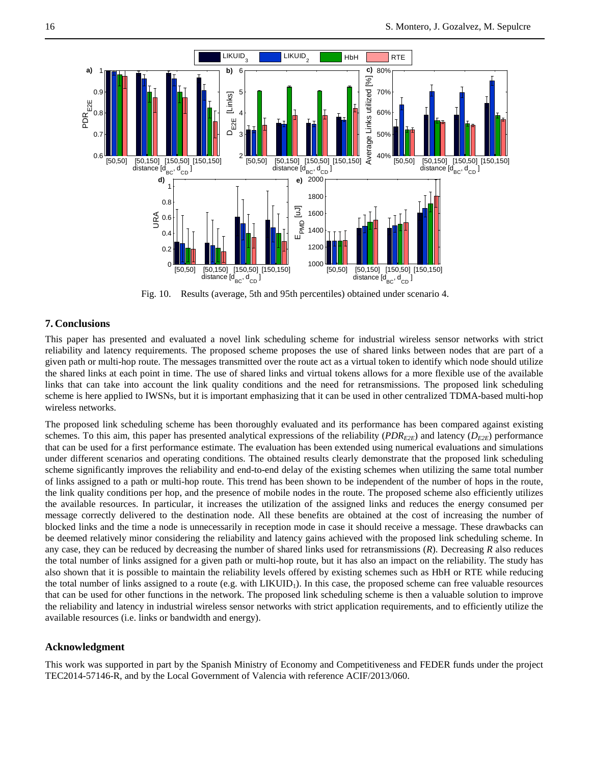Fig. 10. Results (average, 5th and 95th percentiles) obtained under scenario 4.

## 7. Conclusions

This paper has presented and evaluated a novel link scheduling scheme for industrial wireless sensor networks with strict reliability and latency requirements. The proposed scheme proposes the use of shared links between nodes that are part of a given path or multi-hop route. The messages transmitted over the route act as a virtual token to identify which node should utilize the shared links at each point in time. The use of shared links and virtual tokens allows for a more flexible use of the available links that can take into account the link quality conditions and the need for retransmissions. The proposed link scheduling scheme is here applied to IWSNs, but it is important emphasizing that it can be used in other centralized TDMA-based multi-hop wireless networks.

The proposed link scheduling scheme has been thoroughly evaluated and its performance has been compared against existing schemes. To this aim, this paper has presented analytical expressions of the reliability ($PDR_{E2E}$) and latency ($D_{E2E}$) performance that can be used for a first performance estimate. The evaluation has been extended using numerical evaluations and simulations under different scenarios and operating conditions. The obtained results clearly demonstrate that the proposed link scheduling scheme significantly improves the reliability and end-to-end delay of the existing schemes when utilizing the same total number of links assigned to a path or multi-hop route. This trend has been shown to be independent of the number of hops in the route, the link quality conditions per hop, and the presence of mobile nodes in the route. The proposed scheme also efficiently utilizes the available resources. In particular, it increases the utilization of the assigned links and reduces the energy consumed per message correctly delivered to the destination node. All these benefits are obtained at the cost of increasing the number of blocked links and the time a node is unnecessarily in reception mode in case it should receive a message. These drawbacks can be deemed relatively minor considering the reliability and latency gains achieved with the proposed link scheduling scheme. In any case, they can be reduced by decreasing the number of shared links used for retransmissions ($R$). Decreasing $R$ also reduces the total number of links assigned for a given path or multi-hop route, but it has also an impact on the reliability. The study has also shown that it is possible to maintain the reliability levels offered by existing schemes such as HbH or RTE while reducing the total number of links assigned to a route (e.g. with $LIKUID_1$). In this case, the proposed scheme can free valuable resources that can be used for other functions in the network. The proposed link scheduling scheme is then a valuable solution to improve the reliability and latency in industrial wireless sensor networks with strict application requirements, and to efficiently utilize the available resources (i.e. links or bandwidth and energy).

## Acknowledgment

This work was supported in part by the Spanish Ministry of Economy and Competitiveness and FEDER funds under the project TEC2014-57146-R, and by the Local Government of Valencia with reference ACIF/2013/060.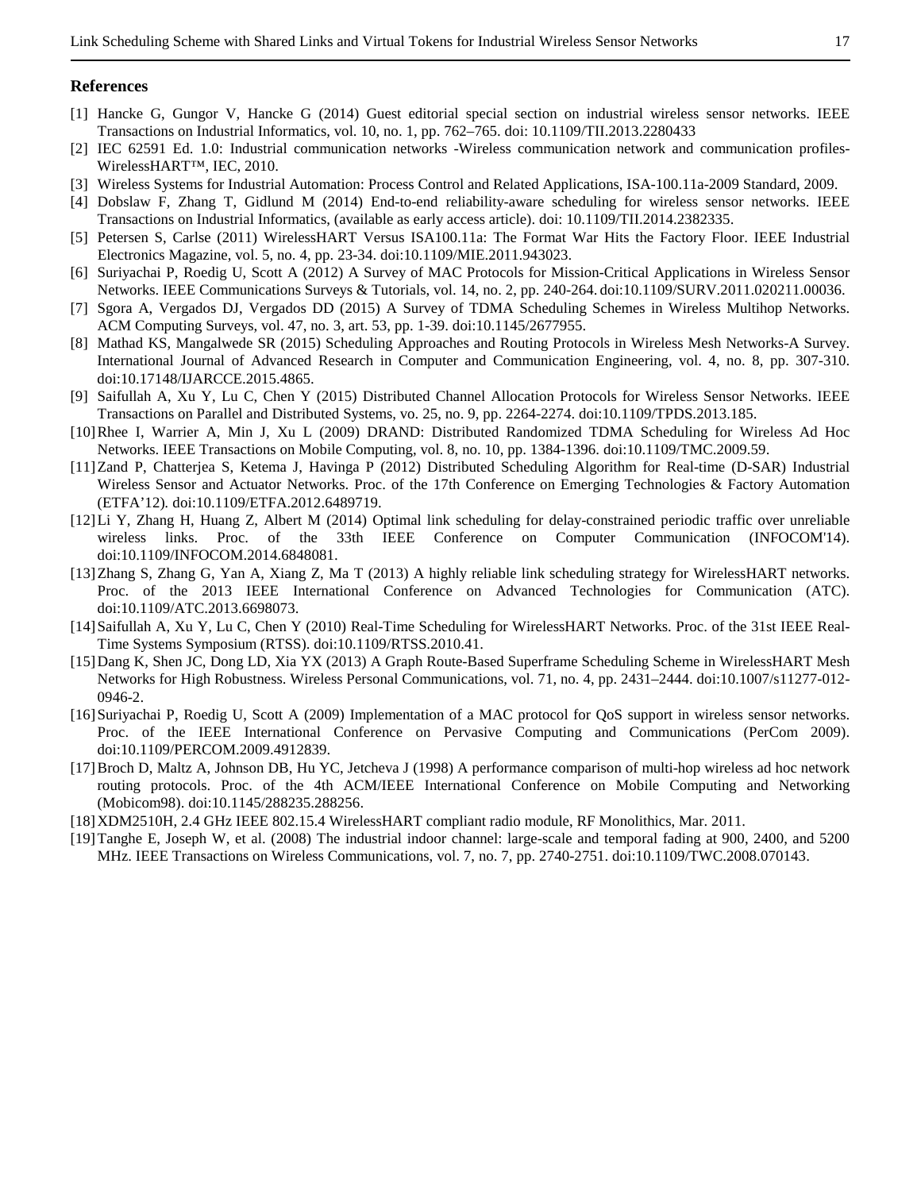## References

[1] Hancke G, Gungor V, Hancke G (2014) Guest editorial special section on industrial wireless sensor networks. IEEE Transactions on Industrial Informatics, vol. 10, no. 1, pp. 762–765. doi: 10.1109/TII.2013.2280433

[2] IEC 62591 Ed. 1.0: Industrial communication networks -Wireless communication network and communication profiles-WirelessHART™, IEC, 2010.

[3] Wireless Systems for Industrial Automation: Process Control and Related Applications, ISA-100.11a-2009 Standard, 2009.

[4] Dobslaw F, Zhang T, Gidlund M (2014) End-to-end reliability-aware scheduling for wireless sensor networks. IEEE Transactions on Industrial Informatics, (available as early access article). doi: 10.1109/TII.2014.2382335.

[5] Petersen S, Carlse (2011) WirelessHART Versus ISA100.11a: The Format War Hits the Factory Floor. IEEE Industrial Electronics Magazine, vol. 5, no. 4, pp. 23-34. doi:10.1109/MIE.2011.943023.

[6] Suriyachai P, Roedig U, Scott A (2012) A Survey of MAC Protocols for Mission-Critical Applications in Wireless Sensor Networks. IEEE Communications Surveys & Tutorials, vol. 14, no. 2, pp. 240-264. doi:10.1109/SURV.2011.020211.00036.

[7] Sgora A, Vergados DJ, Vergados DD (2015) A Survey of TDMA Scheduling Schemes in Wireless Multihop Networks. ACM Computing Surveys, vol. 47, no. 3, art. 53, pp. 1-39. doi:10.1145/2677955.

[8] Mathad KS, Mangalwede SR (2015) Scheduling Approaches and Routing Protocols in Wireless Mesh Networks-A Survey. International Journal of Advanced Research in Computer and Communication Engineering, vol. 4, no. 8, pp. 307-310. doi:10.17148/IJARCCE.2015.4865.

[9] Saifullah A, Xu Y, Lu C, Chen Y (2015) Distributed Channel Allocation Protocols for Wireless Sensor Networks. IEEE Transactions on Parallel and Distributed Systems, vo. 25, no. 9, pp. 2264-2274. doi:10.1109/TPDS.2013.185.

[10] Rhee I, Warrier A, Min J, Xu L (2009) DRAND: Distributed Randomized TDMA Scheduling for Wireless Ad Hoc Networks. IEEE Transactions on Mobile Computing, vol. 8, no. 10, pp. 1384-1396. doi:10.1109/TMC.2009.59.

[11] Zand P, Chatterjea S, Ketema J, Havinga P (2012) Distributed Scheduling Algorithm for Real-time (D-SAR) Industrial Wireless Sensor and Actuator Networks. Proc. of the 17th Conference on Emerging Technologies & Factory Automation (ETFA'12). doi:10.1109/ETFA.2012.6489719.

[12] Li Y, Zhang H, Huang Z, Albert M (2014) Optimal link scheduling for delay-constrained periodic traffic over unreliable wireless links. Proc. of the 33th IEEE Conference on Computer Communication (INFOCOM'14). doi:10.1109/INFOCOM.2014.6848081.

[13] Zhang S, Zhang G, Yan A, Xiang Z, Ma T (2013) A highly reliable link scheduling strategy for WirelessHART networks. Proc. of the 2013 IEEE International Conference on Advanced Technologies for Communication (ATC). doi:10.1109/ATC.2013.6698073.

[14] Saifullah A, Xu Y, Lu C, Chen Y (2010) Real-Time Scheduling for WirelessHART Networks. Proc. of the 31st IEEE Real-Time Systems Symposium (RTSS). doi:10.1109/RTSS.2010.41.

[15] Dang K, Shen JC, Dong LD, Xia YX (2013) A Graph Route-Based Superframe Scheduling Scheme in WirelessHART Mesh Networks for High Robustness. Wireless Personal Communications, vol. 71, no. 4, pp. 2431–2444. doi:10.1007/s11277-012-0946-2.

[16] Suriyachai P, Roedig U, Scott A (2009) Implementation of a MAC protocol for QoS support in wireless sensor networks. Proc. of the IEEE International Conference on Pervasive Computing and Communications (PerCom 2009). doi:10.1109/PERCOM.2009.4912839.

[17] Broch D, Maltz A, Johnson DB, Hu YC, Jetcheva J (1998) A performance comparison of multi-hop wireless ad hoc network routing protocols. Proc. of the 4th ACM/IEEE International Conference on Mobile Computing and Networking (Mobicom98). doi:10.1145/288235.288256.

[18] XDM2510H, 2.4 GHz IEEE 802.15.4 WirelessHART compliant radio module, RF Monolithics, Mar. 2011.

[19] Tanghe E, Joseph W, et al. (2008) The industrial indoor channel: large-scale and temporal fading at 900, 2400, and 5200 MHz. IEEE Transactions on Wireless Communications, vol. 7, no. 7, pp. 2740-2751. doi:10.1109/TWC.2008.070143.